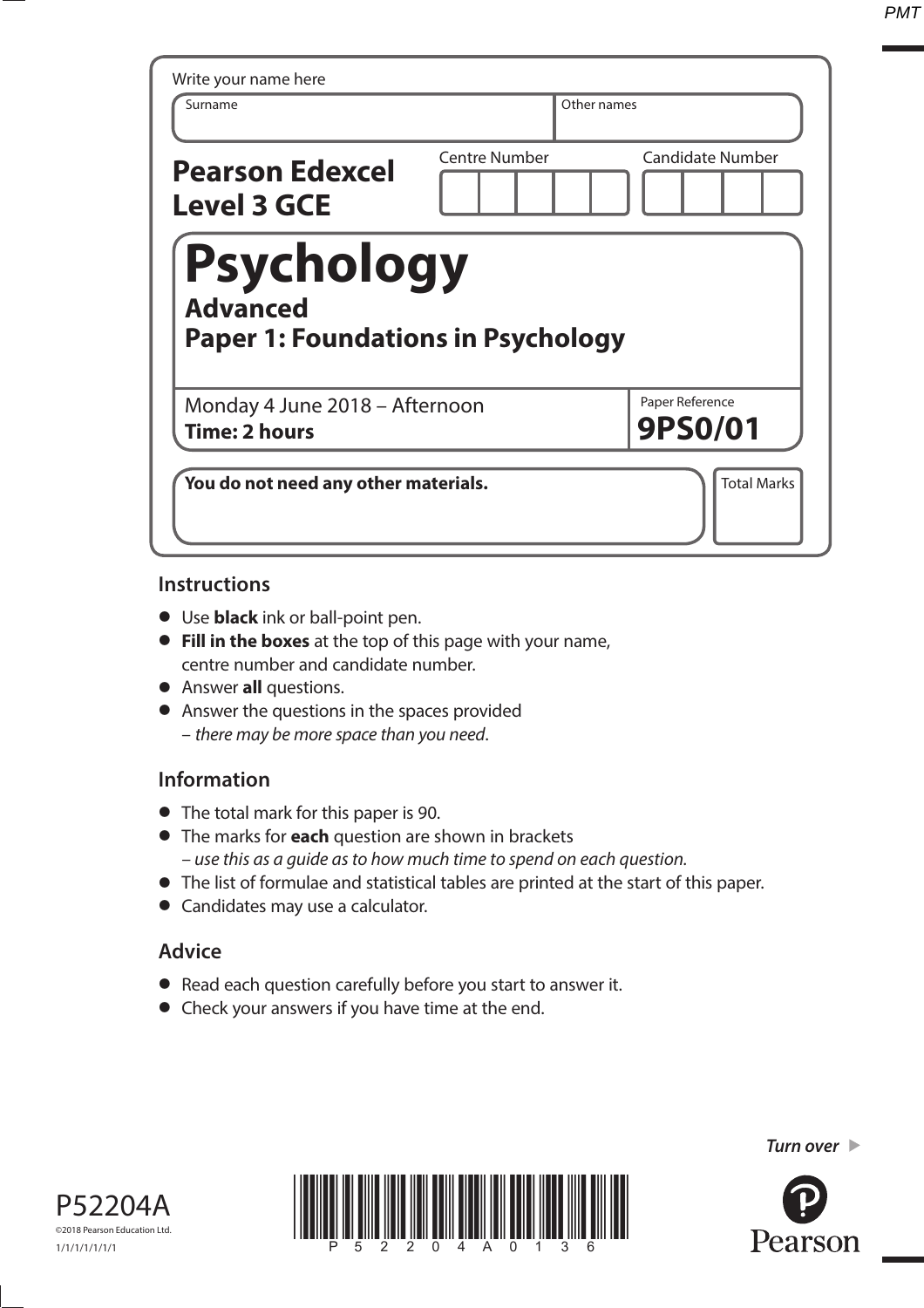Write your name here

| Surname | Other names |
|---|---|
| | |

**Pearson Edexcel Level 3 GCE**

| Centre Number | Candidate Number |
|---|---|
| | |

# Psychology

## Advanced
## Paper 1: Foundations in Psychology

Monday 4 June 2018 – Afternoon
**Time: 2 hours**

Paper Reference
**9PS0/01**

**You do not need any other materials.**

Total Marks

## Instructions

- Use **black** ink or ball-point pen.
- **Fill in the boxes** at the top of this page with your name, centre number and candidate number.
- Answer **all** questions.
- Answer the questions in the spaces provided – *there may be more space than you need*.

## Information

- The total mark for this paper is 90.
- The marks for **each** question are shown in brackets – *use this as a guide as to how much time to spend on each question.*
- The list of formulae and statistical tables are printed at the start of this paper.
- Candidates may use a calculator.

## Advice

- Read each question carefully before you start to answer it.
- Check your answers if you have time at the end.

*Turn over* ▶

P52204A
©2018 Pearson Education Ltd.
1/1/1/1/1/1/1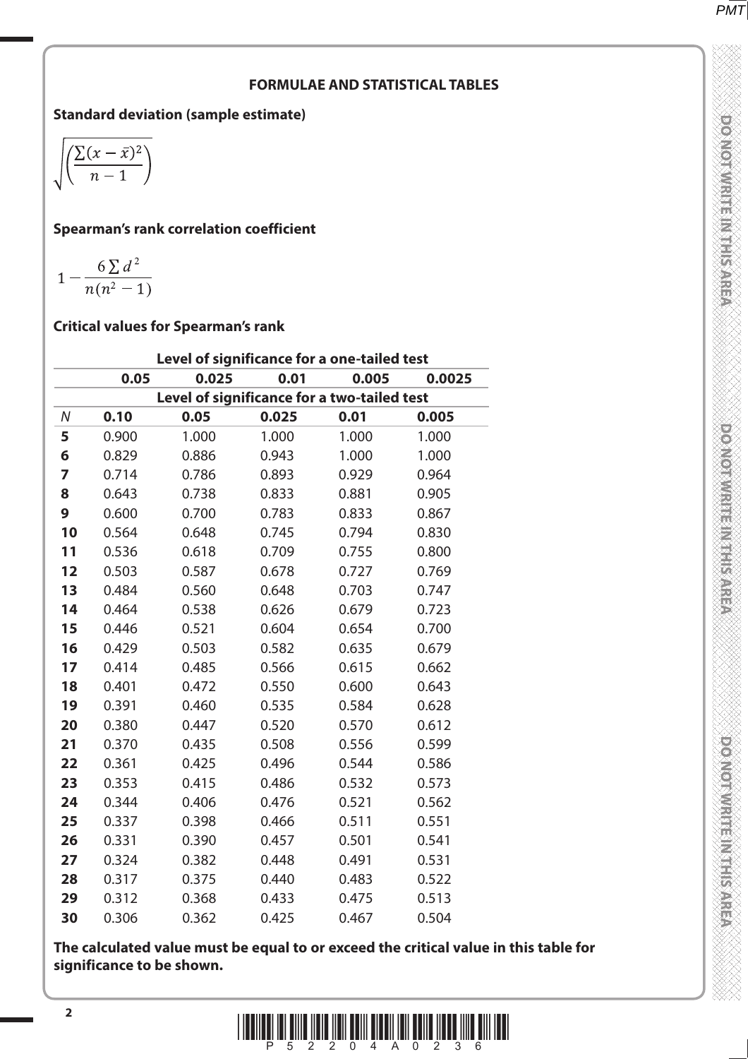## FORMULAE AND STATISTICAL TABLES

**Standard deviation (sample estimate)**

$$\sqrt{\left(\frac{\sum(x-\bar{x})^2}{n-1}\right)}$$

**Spearman's rank correlation coefficient**

$$1-\frac{6\sum d^2}{n(n^2-1)}$$

**Critical values for Spearman's rank**

| | Level of significance for a one-tailed test | | | | |
|---|---|---|---|---|---|
| | **0.05** | **0.025** | **0.01** | **0.005** | **0.0025** |
| | Level of significance for a two-tailed test | | | | |
| *N* | **0.10** | **0.05** | **0.025** | **0.01** | **0.005** |
| **5** | 0.900 | 1.000 | 1.000 | 1.000 | 1.000 |
| **6** | 0.829 | 0.886 | 0.943 | 1.000 | 1.000 |
| **7** | 0.714 | 0.786 | 0.893 | 0.929 | 0.964 |
| **8** | 0.643 | 0.738 | 0.833 | 0.881 | 0.905 |
| **9** | 0.600 | 0.700 | 0.783 | 0.833 | 0.867 |
| **10** | 0.564 | 0.648 | 0.745 | 0.794 | 0.830 |
| **11** | 0.536 | 0.618 | 0.709 | 0.755 | 0.800 |
| **12** | 0.503 | 0.587 | 0.678 | 0.727 | 0.769 |
| **13** | 0.484 | 0.560 | 0.648 | 0.703 | 0.747 |
| **14** | 0.464 | 0.538 | 0.626 | 0.679 | 0.723 |
| **15** | 0.446 | 0.521 | 0.604 | 0.654 | 0.700 |
| **16** | 0.429 | 0.503 | 0.582 | 0.635 | 0.679 |
| **17** | 0.414 | 0.485 | 0.566 | 0.615 | 0.662 |
| **18** | 0.401 | 0.472 | 0.550 | 0.600 | 0.643 |
| **19** | 0.391 | 0.460 | 0.535 | 0.584 | 0.628 |
| **20** | 0.380 | 0.447 | 0.520 | 0.570 | 0.612 |
| **21** | 0.370 | 0.435 | 0.508 | 0.556 | 0.599 |
| **22** | 0.361 | 0.425 | 0.496 | 0.544 | 0.586 |
| **23** | 0.353 | 0.415 | 0.486 | 0.532 | 0.573 |
| **24** | 0.344 | 0.406 | 0.476 | 0.521 | 0.562 |
| **25** | 0.337 | 0.398 | 0.466 | 0.511 | 0.551 |
| **26** | 0.331 | 0.390 | 0.457 | 0.501 | 0.541 |
| **27** | 0.324 | 0.382 | 0.448 | 0.491 | 0.531 |
| **28** | 0.317 | 0.375 | 0.440 | 0.483 | 0.522 |
| **29** | 0.312 | 0.368 | 0.433 | 0.475 | 0.513 |
| **30** | 0.306 | 0.362 | 0.425 | 0.467 | 0.504 |

**The calculated value must be equal to or exceed the critical value in this table for significance to be shown.**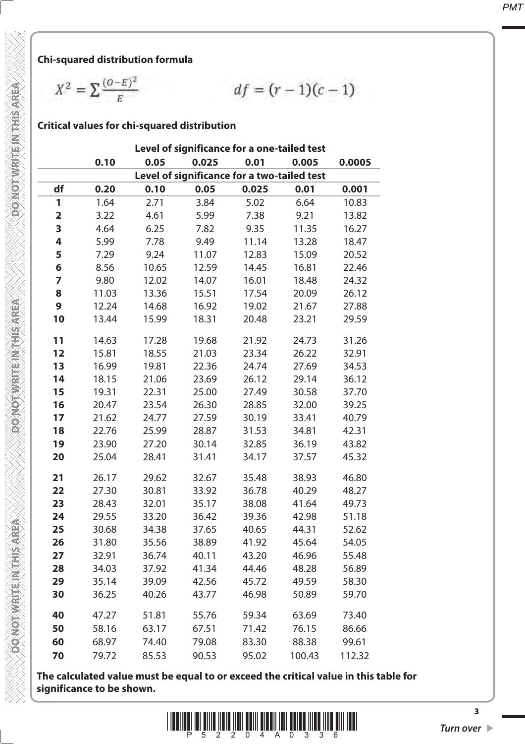**Chi-squared distribution formula**

$$X^2 = \sum \frac{(O-E)^2}{E} \qquad df = (r-1)(c-1)$$

**Critical values for chi-squared distribution**

| | Level of significance for a one-tailed test | | | | | |
|---|---|---|---|---|---|---|
| | **0.10** | **0.05** | **0.025** | **0.01** | **0.005** | **0.0005** |
| | **Level of significance for a two-tailed test** | | | | | |
| **df** | **0.20** | **0.10** | **0.05** | **0.025** | **0.01** | **0.001** |
| **1** | 1.64 | 2.71 | 3.84 | 5.02 | 6.64 | 10.83 |
| **2** | 3.22 | 4.61 | 5.99 | 7.38 | 9.21 | 13.82 |
| **3** | 4.64 | 6.25 | 7.82 | 9.35 | 11.35 | 16.27 |
| **4** | 5.99 | 7.78 | 9.49 | 11.14 | 13.28 | 18.47 |
| **5** | 7.29 | 9.24 | 11.07 | 12.83 | 15.09 | 20.52 |
| **6** | 8.56 | 10.65 | 12.59 | 14.45 | 16.81 | 22.46 |
| **7** | 9.80 | 12.02 | 14.07 | 16.01 | 18.48 | 24.32 |
| **8** | 11.03 | 13.36 | 15.51 | 17.54 | 20.09 | 26.12 |
| **9** | 12.24 | 14.68 | 16.92 | 19.02 | 21.67 | 27.88 |
| **10** | 13.44 | 15.99 | 18.31 | 20.48 | 23.21 | 29.59 |
| **11** | 14.63 | 17.28 | 19.68 | 21.92 | 24.73 | 31.26 |
| **12** | 15.81 | 18.55 | 21.03 | 23.34 | 26.22 | 32.91 |
| **13** | 16.99 | 19.81 | 22.36 | 24.74 | 27.69 | 34.53 |
| **14** | 18.15 | 21.06 | 23.69 | 26.12 | 29.14 | 36.12 |
| **15** | 19.31 | 22.31 | 25.00 | 27.49 | 30.58 | 37.70 |
| **16** | 20.47 | 23.54 | 26.30 | 28.85 | 32.00 | 39.25 |
| **17** | 21.62 | 24.77 | 27.59 | 30.19 | 33.41 | 40.79 |
| **18** | 22.76 | 25.99 | 28.87 | 31.53 | 34.81 | 42.31 |
| **19** | 23.90 | 27.20 | 30.14 | 32.85 | 36.19 | 43.82 |
| **20** | 25.04 | 28.41 | 31.41 | 34.17 | 37.57 | 45.32 |
| **21** | 26.17 | 29.62 | 32.67 | 35.48 | 38.93 | 46.80 |
| **22** | 27.30 | 30.81 | 33.92 | 36.78 | 40.29 | 48.27 |
| **23** | 28.43 | 32.01 | 35.17 | 38.08 | 41.64 | 49.73 |
| **24** | 29.55 | 33.20 | 36.42 | 39.36 | 42.98 | 51.18 |
| **25** | 30.68 | 34.38 | 37.65 | 40.65 | 44.31 | 52.62 |
| **26** | 31.80 | 35.56 | 38.89 | 41.92 | 45.64 | 54.05 |
| **27** | 32.91 | 36.74 | 40.11 | 43.20 | 46.96 | 55.48 |
| **28** | 34.03 | 37.92 | 41.34 | 44.46 | 48.28 | 56.89 |
| **29** | 35.14 | 39.09 | 42.56 | 45.72 | 49.59 | 58.30 |
| **30** | 36.25 | 40.26 | 43.77 | 46.98 | 50.89 | 59.70 |
| **40** | 47.27 | 51.81 | 55.76 | 59.34 | 63.69 | 73.40 |
| **50** | 58.16 | 63.17 | 67.51 | 71.42 | 76.15 | 86.66 |
| **60** | 68.97 | 74.40 | 79.08 | 83.30 | 88.38 | 99.61 |
| **70** | 79.72 | 85.53 | 90.53 | 95.02 | 100.43 | 112.32 |

**The calculated value must be equal to or exceed the critical value in this table for significance to be shown.**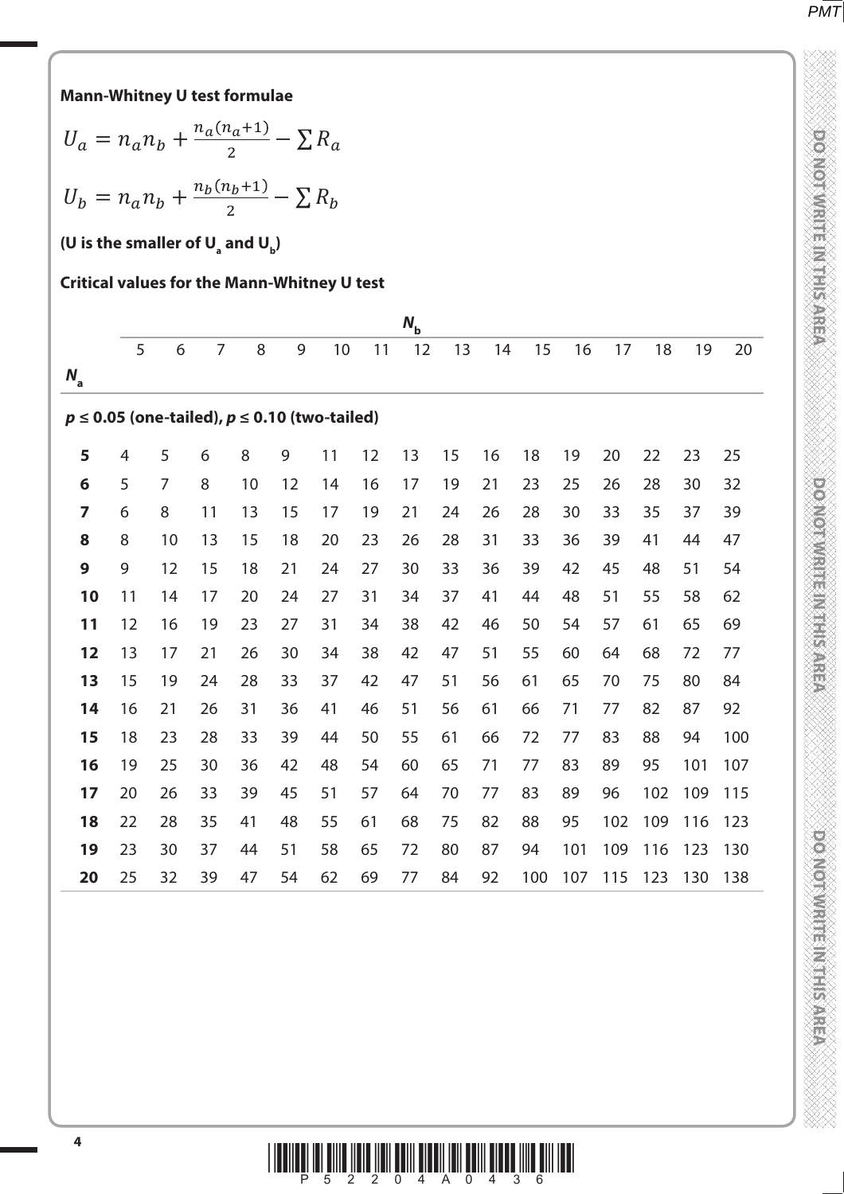**Mann-Whitney U test formulae**

$$U_a = n_a n_b + \frac{n_a(n_a+1)}{2} - \sum R_a$$

$$U_b = n_a n_b + \frac{n_b(n_b+1)}{2} - \sum R_b$$

**(U is the smaller of $U_a$ and $U_b$)**

**Critical values for the Mann-Whitney U test**

**$p \leq 0.05$ (one-tailed), $p \leq 0.10$ (two-tailed)**

| $N_a$ \ $N_b$ | 5 | 6 | 7 | 8 | 9 | 10 | 11 | 12 | 13 | 14 | 15 | 16 | 17 | 18 | 19 | 20 |
|---|---|---|---|---|---|---|---|---|---|---|---|---|---|---|---|---|
| **5** | 4 | 5 | 6 | 8 | 9 | 11 | 12 | 13 | 15 | 16 | 18 | 19 | 20 | 22 | 23 | 25 |
| **6** | 5 | 7 | 8 | 10 | 12 | 14 | 16 | 17 | 19 | 21 | 23 | 25 | 26 | 28 | 30 | 32 |
| **7** | 6 | 8 | 11 | 13 | 15 | 17 | 19 | 21 | 24 | 26 | 28 | 30 | 33 | 35 | 37 | 39 |
| **8** | 8 | 10 | 13 | 15 | 18 | 20 | 23 | 26 | 28 | 31 | 33 | 36 | 39 | 41 | 44 | 47 |
| **9** | 9 | 12 | 15 | 18 | 21 | 24 | 27 | 30 | 33 | 36 | 39 | 42 | 45 | 48 | 51 | 54 |
| **10** | 11 | 14 | 17 | 20 | 24 | 27 | 31 | 34 | 37 | 41 | 44 | 48 | 51 | 55 | 58 | 62 |
| **11** | 12 | 16 | 19 | 23 | 27 | 31 | 34 | 38 | 42 | 46 | 50 | 54 | 57 | 61 | 65 | 69 |
| **12** | 13 | 17 | 21 | 26 | 30 | 34 | 38 | 42 | 47 | 51 | 55 | 60 | 64 | 68 | 72 | 77 |
| **13** | 15 | 19 | 24 | 28 | 33 | 37 | 42 | 47 | 51 | 56 | 61 | 65 | 70 | 75 | 80 | 84 |
| **14** | 16 | 21 | 26 | 31 | 36 | 41 | 46 | 51 | 56 | 61 | 66 | 71 | 77 | 82 | 87 | 92 |
| **15** | 18 | 23 | 28 | 33 | 39 | 44 | 50 | 55 | 61 | 66 | 72 | 77 | 83 | 88 | 94 | 100 |
| **16** | 19 | 25 | 30 | 36 | 42 | 48 | 54 | 60 | 65 | 71 | 77 | 83 | 89 | 95 | 101 | 107 |
| **17** | 20 | 26 | 33 | 39 | 45 | 51 | 57 | 64 | 70 | 77 | 83 | 89 | 96 | 102 | 109 | 115 |
| **18** | 22 | 28 | 35 | 41 | 48 | 55 | 61 | 68 | 75 | 82 | 88 | 95 | 102 | 109 | 116 | 123 |
| **19** | 23 | 30 | 37 | 44 | 51 | 58 | 65 | 72 | 80 | 87 | 94 | 101 | 109 | 116 | 123 | 130 |
| **20** | 25 | 32 | 39 | 47 | 54 | 62 | 69 | 77 | 84 | 92 | 100 | 107 | 115 | 123 | 130 | 138 |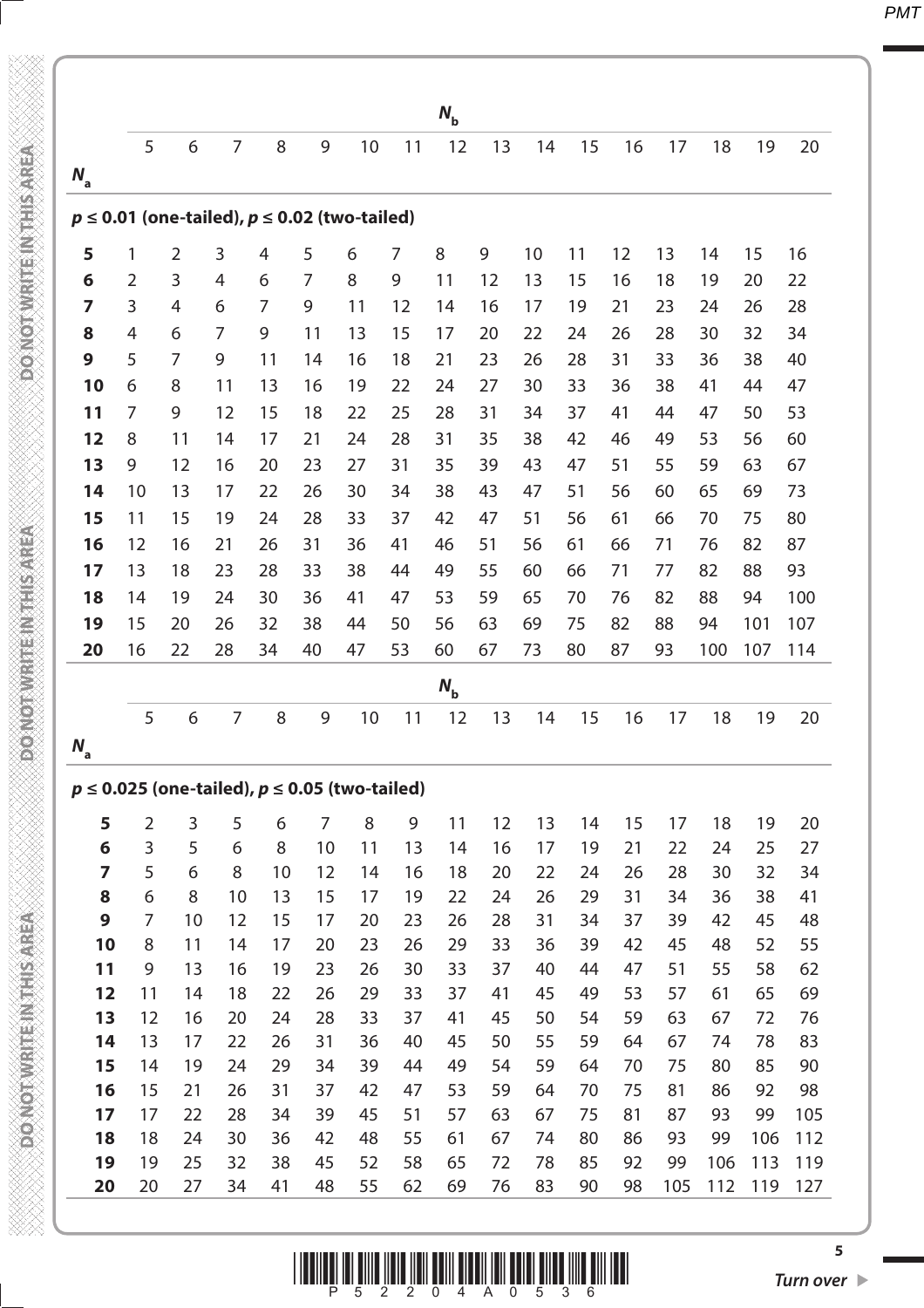| | $N_b$ | | | | | | | | | | | | | | | |
|---|---|---|---|---|---|---|---|---|---|---|---|---|---|---|---|---|
| $N_a$ | 5 | 6 | 7 | 8 | 9 | 10 | 11 | 12 | 13 | 14 | 15 | 16 | 17 | 18 | 19 | 20 |
| **$p \leq 0.01$ (one-tailed), $p \leq 0.02$ (two-tailed)** | | | | | | | | | | | | | | | | |
| **5** | 1 | 2 | 3 | 4 | 5 | 6 | 7 | 8 | 9 | 10 | 11 | 12 | 13 | 14 | 15 | 16 |
| **6** | 2 | 3 | 4 | 6 | 7 | 8 | 9 | 11 | 12 | 13 | 15 | 16 | 18 | 19 | 20 | 22 |
| **7** | 3 | 4 | 6 | 7 | 9 | 11 | 12 | 14 | 16 | 17 | 19 | 21 | 23 | 24 | 26 | 28 |
| **8** | 4 | 6 | 7 | 9 | 11 | 13 | 15 | 17 | 20 | 22 | 24 | 26 | 28 | 30 | 32 | 34 |
| **9** | 5 | 7 | 9 | 11 | 14 | 16 | 18 | 21 | 23 | 26 | 28 | 31 | 33 | 36 | 38 | 40 |
| **10** | 6 | 8 | 11 | 13 | 16 | 19 | 22 | 24 | 27 | 30 | 33 | 36 | 38 | 41 | 44 | 47 |
| **11** | 7 | 9 | 12 | 15 | 18 | 22 | 25 | 28 | 31 | 34 | 37 | 41 | 44 | 47 | 50 | 53 |
| **12** | 8 | 11 | 14 | 17 | 21 | 24 | 28 | 31 | 35 | 38 | 42 | 46 | 49 | 53 | 56 | 60 |
| **13** | 9 | 12 | 16 | 20 | 23 | 27 | 31 | 35 | 39 | 43 | 47 | 51 | 55 | 59 | 63 | 67 |
| **14** | 10 | 13 | 17 | 22 | 26 | 30 | 34 | 38 | 43 | 47 | 51 | 56 | 60 | 65 | 69 | 73 |
| **15** | 11 | 15 | 19 | 24 | 28 | 33 | 37 | 42 | 47 | 51 | 56 | 61 | 66 | 70 | 75 | 80 |
| **16** | 12 | 16 | 21 | 26 | 31 | 36 | 41 | 46 | 51 | 56 | 61 | 66 | 71 | 76 | 82 | 87 |
| **17** | 13 | 18 | 23 | 28 | 33 | 38 | 44 | 49 | 55 | 60 | 66 | 71 | 77 | 82 | 88 | 93 |
| **18** | 14 | 19 | 24 | 30 | 36 | 41 | 47 | 53 | 59 | 65 | 70 | 76 | 82 | 88 | 94 | 100 |
| **19** | 15 | 20 | 26 | 32 | 38 | 44 | 50 | 56 | 63 | 69 | 75 | 82 | 88 | 94 | 101 | 107 |
| **20** | 16 | 22 | 28 | 34 | 40 | 47 | 53 | 60 | 67 | 73 | 80 | 87 | 93 | 100 | 107 | 114 |

| | $N_b$ | | | | | | | | | | | | | | | |
|---|---|---|---|---|---|---|---|---|---|---|---|---|---|---|---|---|
| $N_a$ | 5 | 6 | 7 | 8 | 9 | 10 | 11 | 12 | 13 | 14 | 15 | 16 | 17 | 18 | 19 | 20 |
| **$p \leq 0.025$ (one-tailed), $p \leq 0.05$ (two-tailed)** | | | | | | | | | | | | | | | | |
| **5** | 2 | 3 | 5 | 6 | 7 | 8 | 9 | 11 | 12 | 13 | 14 | 15 | 17 | 18 | 19 | 20 |
| **6** | 3 | 5 | 6 | 8 | 10 | 11 | 13 | 14 | 16 | 17 | 19 | 21 | 22 | 24 | 25 | 27 |
| **7** | 5 | 6 | 8 | 10 | 12 | 14 | 16 | 18 | 20 | 22 | 24 | 26 | 28 | 30 | 32 | 34 |
| **8** | 6 | 8 | 10 | 13 | 15 | 17 | 19 | 22 | 24 | 26 | 29 | 31 | 34 | 36 | 38 | 41 |
| **9** | 7 | 10 | 12 | 15 | 17 | 20 | 23 | 26 | 28 | 31 | 34 | 37 | 39 | 42 | 45 | 48 |
| **10** | 8 | 11 | 14 | 17 | 20 | 23 | 26 | 29 | 33 | 36 | 39 | 42 | 45 | 48 | 52 | 55 |
| **11** | 9 | 13 | 16 | 19 | 23 | 26 | 30 | 33 | 37 | 40 | 44 | 47 | 51 | 55 | 58 | 62 |
| **12** | 11 | 14 | 18 | 22 | 26 | 29 | 33 | 37 | 41 | 45 | 49 | 53 | 57 | 61 | 65 | 69 |
| **13** | 12 | 16 | 20 | 24 | 28 | 33 | 37 | 41 | 45 | 50 | 54 | 59 | 63 | 67 | 72 | 76 |
| **14** | 13 | 17 | 22 | 26 | 31 | 36 | 40 | 45 | 50 | 55 | 59 | 64 | 67 | 74 | 78 | 83 |
| **15** | 14 | 19 | 24 | 29 | 34 | 39 | 44 | 49 | 54 | 59 | 64 | 70 | 75 | 80 | 85 | 90 |
| **16** | 15 | 21 | 26 | 31 | 37 | 42 | 47 | 53 | 59 | 64 | 70 | 75 | 81 | 86 | 92 | 98 |
| **17** | 17 | 22 | 28 | 34 | 39 | 45 | 51 | 57 | 63 | 67 | 75 | 81 | 87 | 93 | 99 | 105 |
| **18** | 18 | 24 | 30 | 36 | 42 | 48 | 55 | 61 | 67 | 74 | 80 | 86 | 93 | 99 | 106 | 112 |
| **19** | 19 | 25 | 32 | 38 | 45 | 52 | 58 | 65 | 72 | 78 | 85 | 92 | 99 | 106 | 113 | 119 |
| **20** | 20 | 27 | 34 | 41 | 48 | 55 | 62 | 69 | 76 | 83 | 90 | 98 | 105 | 112 | 119 | 127 |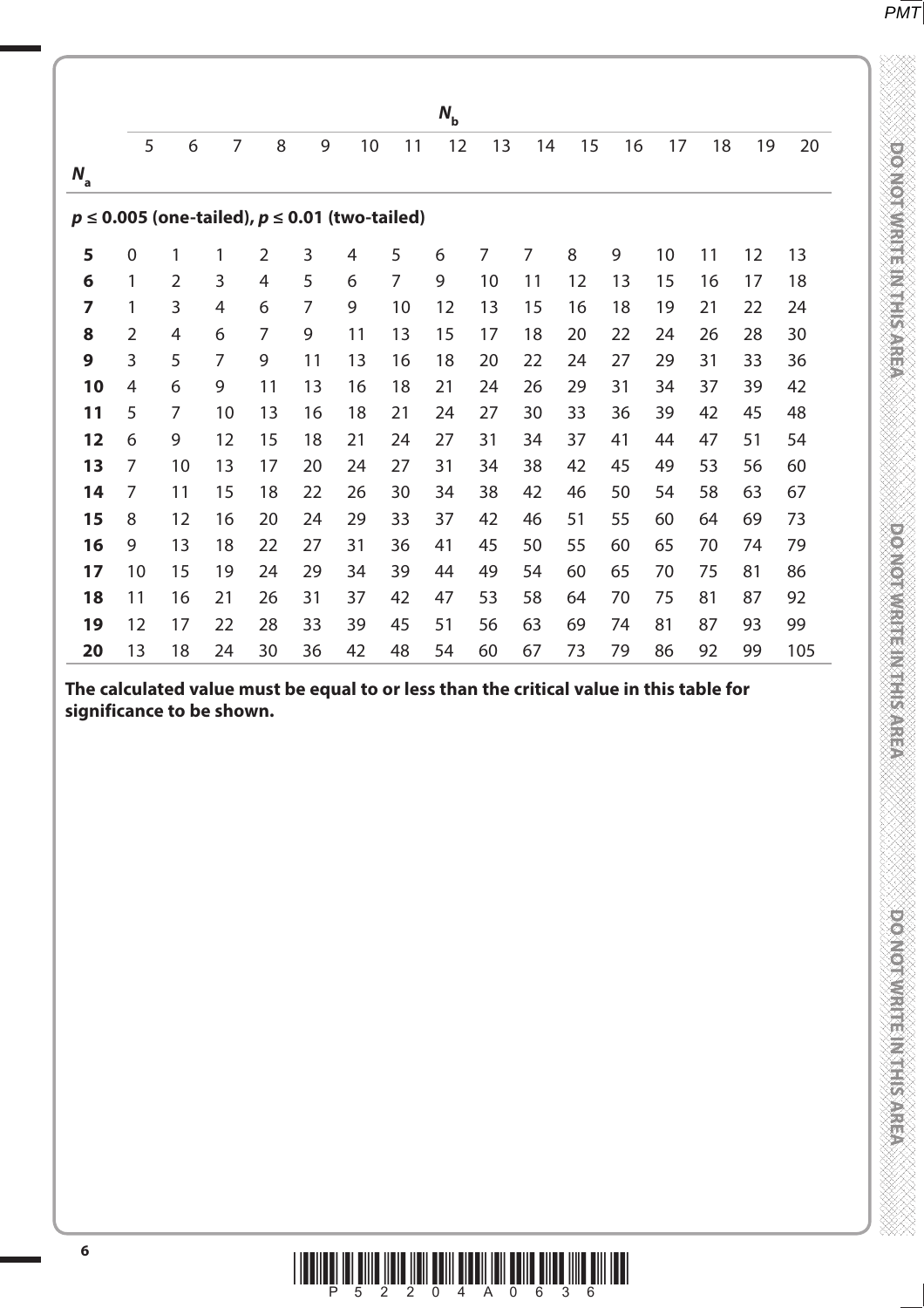| $N_a$ | $N_b$ | | | | | | | | | | | | | | | |
|---|---|---|---|---|---|---|---|---|---|---|---|---|---|---|---|---|
| | 5 | 6 | 7 | 8 | 9 | 10 | 11 | 12 | 13 | 14 | 15 | 16 | 17 | 18 | 19 | 20 |
| **$p \leq 0.005$ (one-tailed), $p \leq 0.01$ (two-tailed)** | | | | | | | | | | | | | | | | |
| **5** | 0 | 1 | 1 | 2 | 3 | 4 | 5 | 6 | 7 | 7 | 8 | 9 | 10 | 11 | 12 | 13 |
| **6** | 1 | 2 | 3 | 4 | 5 | 6 | 7 | 9 | 10 | 11 | 12 | 13 | 15 | 16 | 17 | 18 |
| **7** | 1 | 3 | 4 | 6 | 7 | 9 | 10 | 12 | 13 | 15 | 16 | 18 | 19 | 21 | 22 | 24 |
| **8** | 2 | 4 | 6 | 7 | 9 | 11 | 13 | 15 | 17 | 18 | 20 | 22 | 24 | 26 | 28 | 30 |
| **9** | 3 | 5 | 7 | 9 | 11 | 13 | 16 | 18 | 20 | 22 | 24 | 27 | 29 | 31 | 33 | 36 |
| **10** | 4 | 6 | 9 | 11 | 13 | 16 | 18 | 21 | 24 | 26 | 29 | 31 | 34 | 37 | 39 | 42 |
| **11** | 5 | 7 | 10 | 13 | 16 | 18 | 21 | 24 | 27 | 30 | 33 | 36 | 39 | 42 | 45 | 48 |
| **12** | 6 | 9 | 12 | 15 | 18 | 21 | 24 | 27 | 31 | 34 | 37 | 41 | 44 | 47 | 51 | 54 |
| **13** | 7 | 10 | 13 | 17 | 20 | 24 | 27 | 31 | 34 | 38 | 42 | 45 | 49 | 53 | 56 | 60 |
| **14** | 7 | 11 | 15 | 18 | 22 | 26 | 30 | 34 | 38 | 42 | 46 | 50 | 54 | 58 | 63 | 67 |
| **15** | 8 | 12 | 16 | 20 | 24 | 29 | 33 | 37 | 42 | 46 | 51 | 55 | 60 | 64 | 69 | 73 |
| **16** | 9 | 13 | 18 | 22 | 27 | 31 | 36 | 41 | 45 | 50 | 55 | 60 | 65 | 70 | 74 | 79 |
| **17** | 10 | 15 | 19 | 24 | 29 | 34 | 39 | 44 | 49 | 54 | 60 | 65 | 70 | 75 | 81 | 86 |
| **18** | 11 | 16 | 21 | 26 | 31 | 37 | 42 | 47 | 53 | 58 | 64 | 70 | 75 | 81 | 87 | 92 |
| **19** | 12 | 17 | 22 | 28 | 33 | 39 | 45 | 51 | 56 | 63 | 69 | 74 | 81 | 87 | 93 | 99 |
| **20** | 13 | 18 | 24 | 30 | 36 | 42 | 48 | 54 | 60 | 67 | 73 | 79 | 86 | 92 | 99 | 105 |

**The calculated value must be equal to or less than the critical value in this table for significance to be shown.**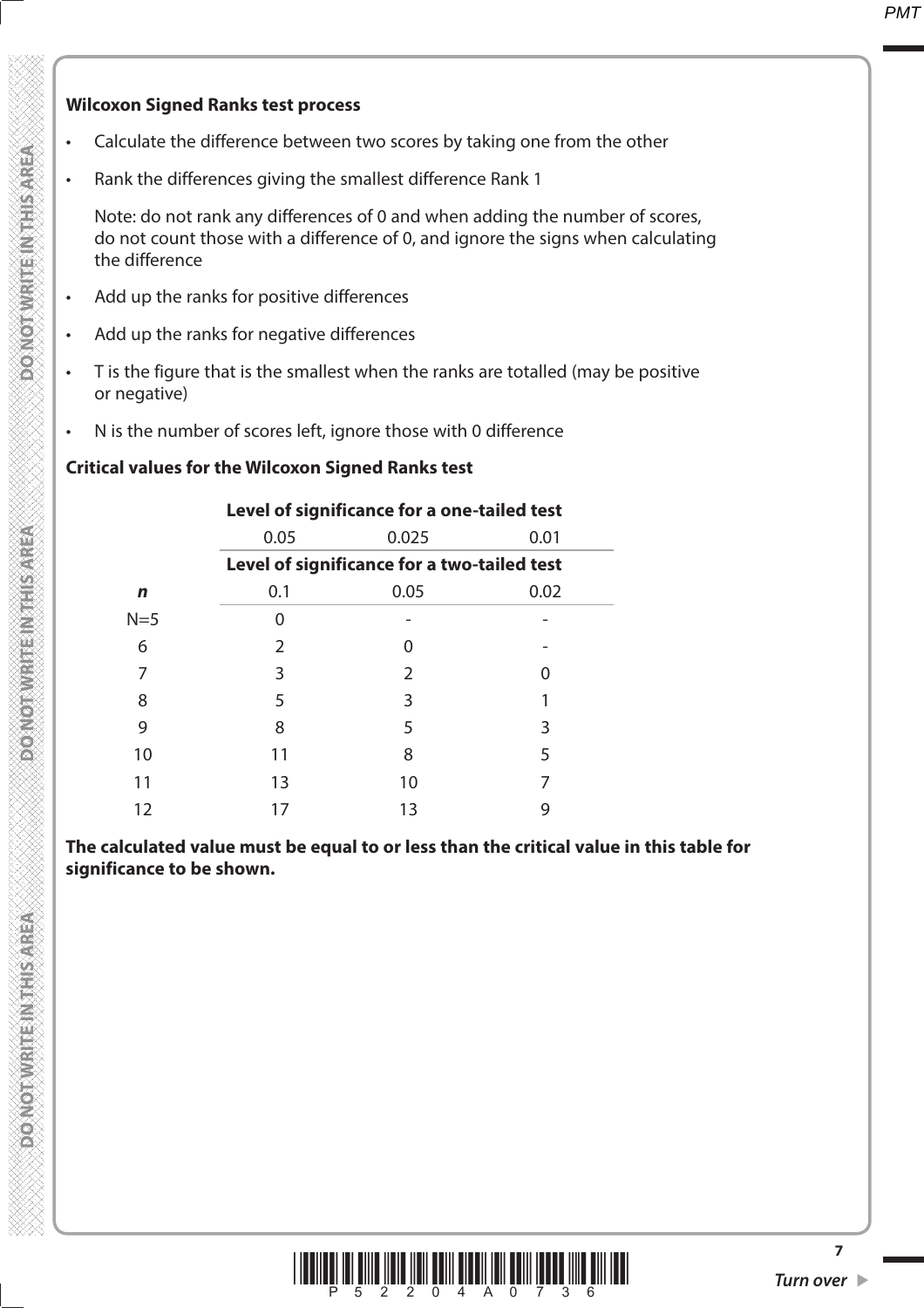**Wilcoxon Signed Ranks test process**

- Calculate the difference between two scores by taking one from the other
- Rank the differences giving the smallest difference Rank 1

  Note: do not rank any differences of 0 and when adding the number of scores, do not count those with a difference of 0, and ignore the signs when calculating the difference
- Add up the ranks for positive differences
- Add up the ranks for negative differences
- T is the figure that is the smallest when the ranks are totalled (may be positive or negative)
- N is the number of scores left, ignore those with 0 difference

**Critical values for the Wilcoxon Signed Ranks test**

| | **Level of significance for a one-tailed test** | | |
|---|---|---|---|
| | 0.05 | 0.025 | 0.01 |
| | **Level of significance for a two-tailed test** | | |
| ***n*** | 0.1 | 0.05 | 0.02 |
| N=5 | 0 | - | - |
| 6 | 2 | 0 | - |
| 7 | 3 | 2 | 0 |
| 8 | 5 | 3 | 1 |
| 9 | 8 | 5 | 3 |
| 10 | 11 | 8 | 5 |
| 11 | 13 | 10 | 7 |
| 12 | 17 | 13 | 9 |

**The calculated value must be equal to or less than the critical value in this table for significance to be shown.**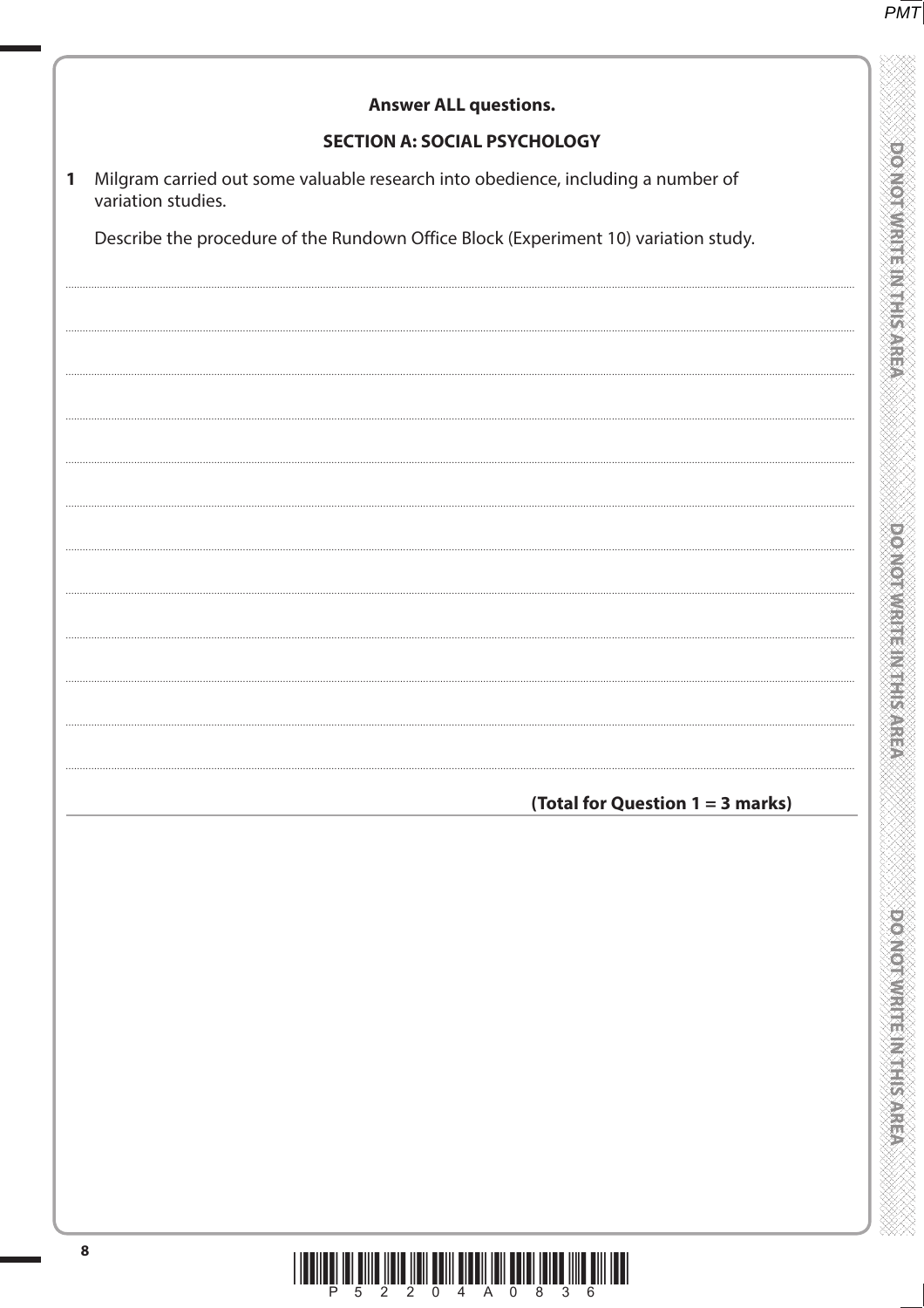**Answer ALL questions.**

**SECTION A: SOCIAL PSYCHOLOGY**

**1** Milgram carried out some valuable research into obedience, including a number of variation studies.

Describe the procedure of the Rundown Office Block (Experiment 10) variation study.

**(Total for Question 1 = 3 marks)**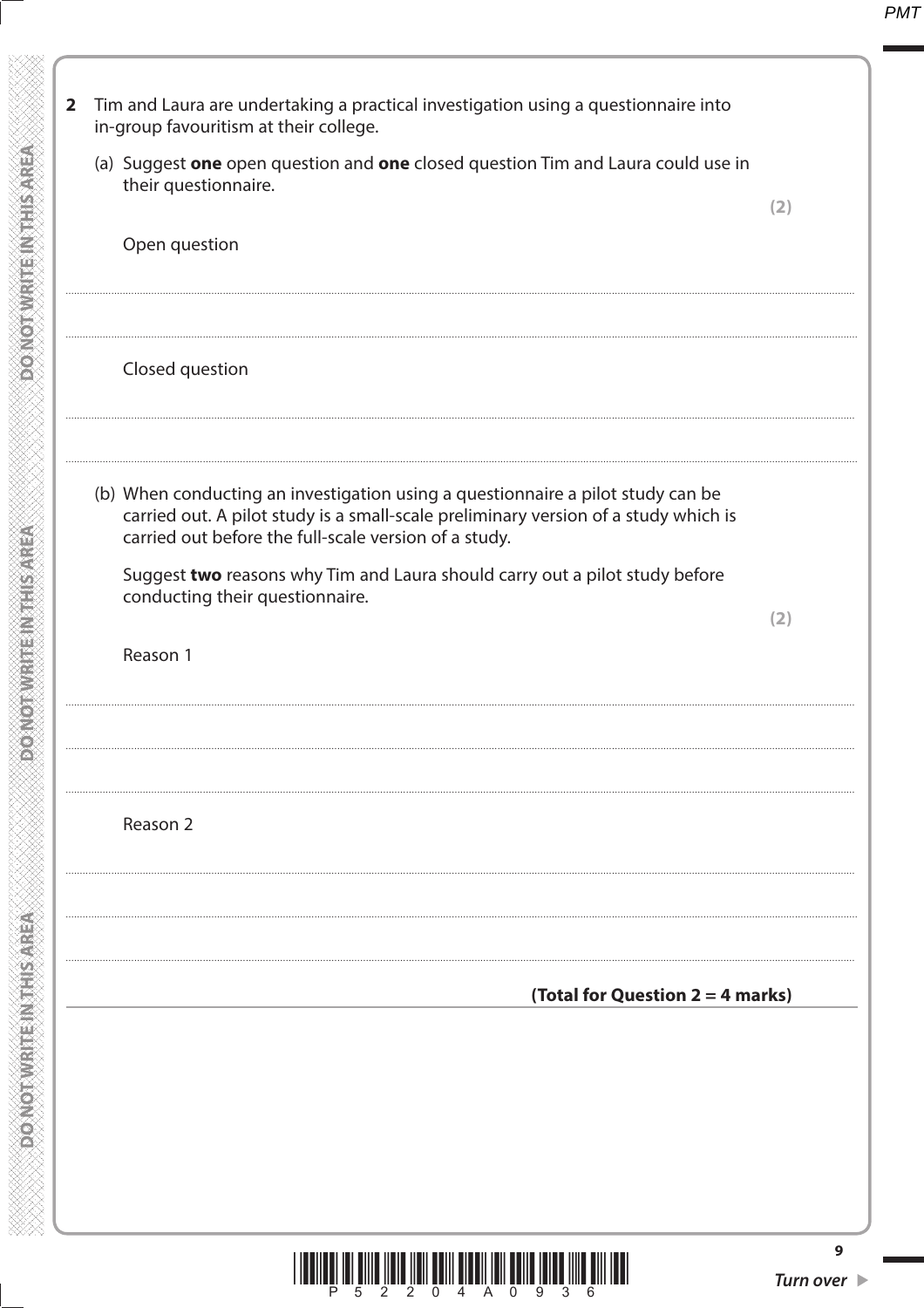**2** Tim and Laura are undertaking a practical investigation using a questionnaire into in-group favouritism at their college.

(a) Suggest **one** open question and **one** closed question Tim and Laura could use in their questionnaire.

**(2)**

Open question

..............................................................................................................................................

..............................................................................................................................................

Closed question

..............................................................................................................................................

..............................................................................................................................................

(b) When conducting an investigation using a questionnaire a pilot study can be carried out. A pilot study is a small-scale preliminary version of a study which is carried out before the full-scale version of a study.

Suggest **two** reasons why Tim and Laura should carry out a pilot study before conducting their questionnaire.

**(2)**

Reason 1

..............................................................................................................................................

..............................................................................................................................................

..............................................................................................................................................

Reason 2

..............................................................................................................................................

..............................................................................................................................................

..............................................................................................................................................

**(Total for Question 2 = 4 marks)**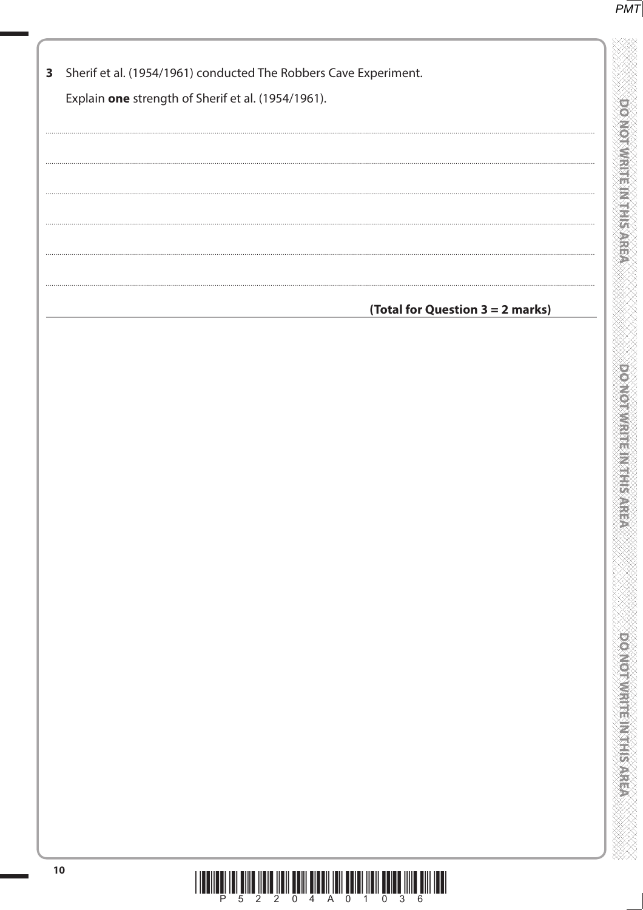**3** Sherif et al. (1954/1961) conducted The Robbers Cave Experiment.

Explain **one** strength of Sherif et al. (1954/1961).

..............................................................................................................................................

..............................................................................................................................................

..............................................................................................................................................

..............................................................................................................................................

..............................................................................................................................................

..............................................................................................................................................

**(Total for Question 3 = 2 marks)**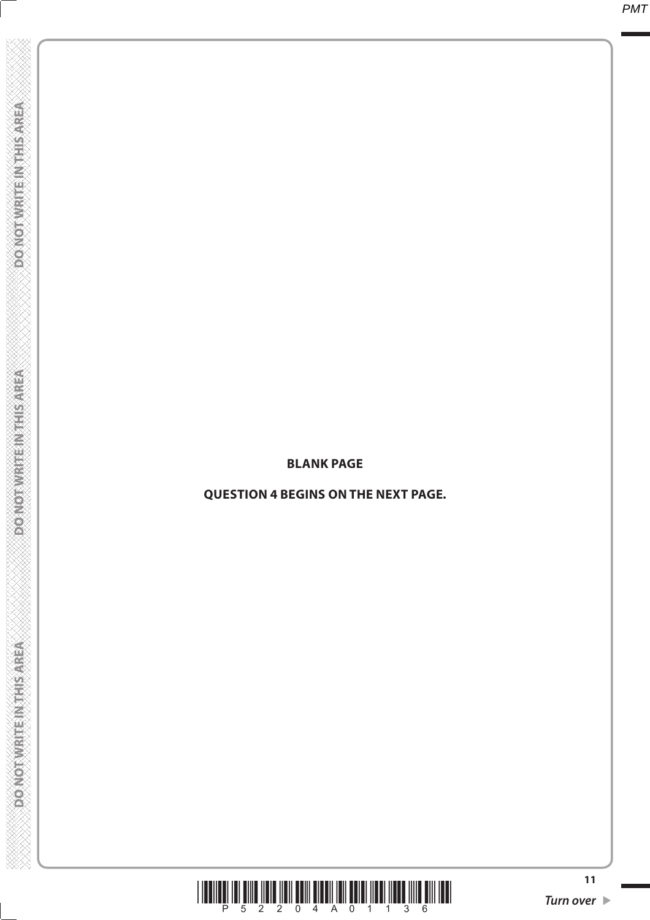**BLANK PAGE**

**QUESTION 4 BEGINS ON THE NEXT PAGE.**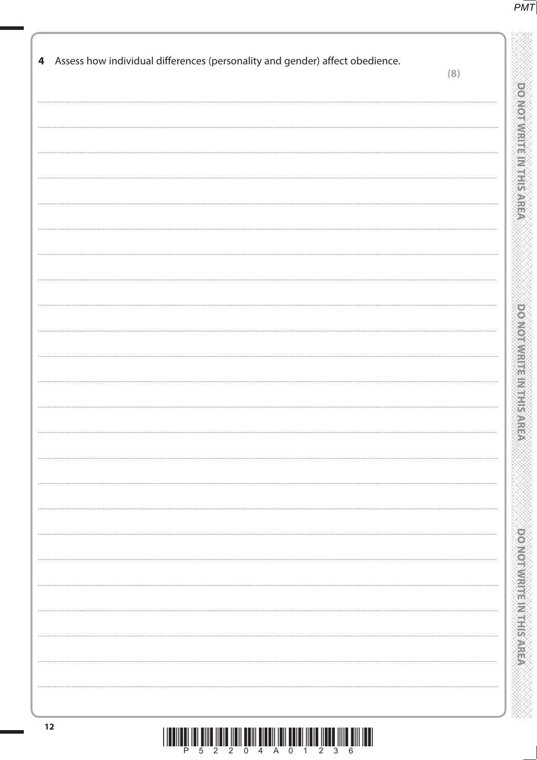**4** Assess how individual differences (personality and gender) affect obedience.

**(8)**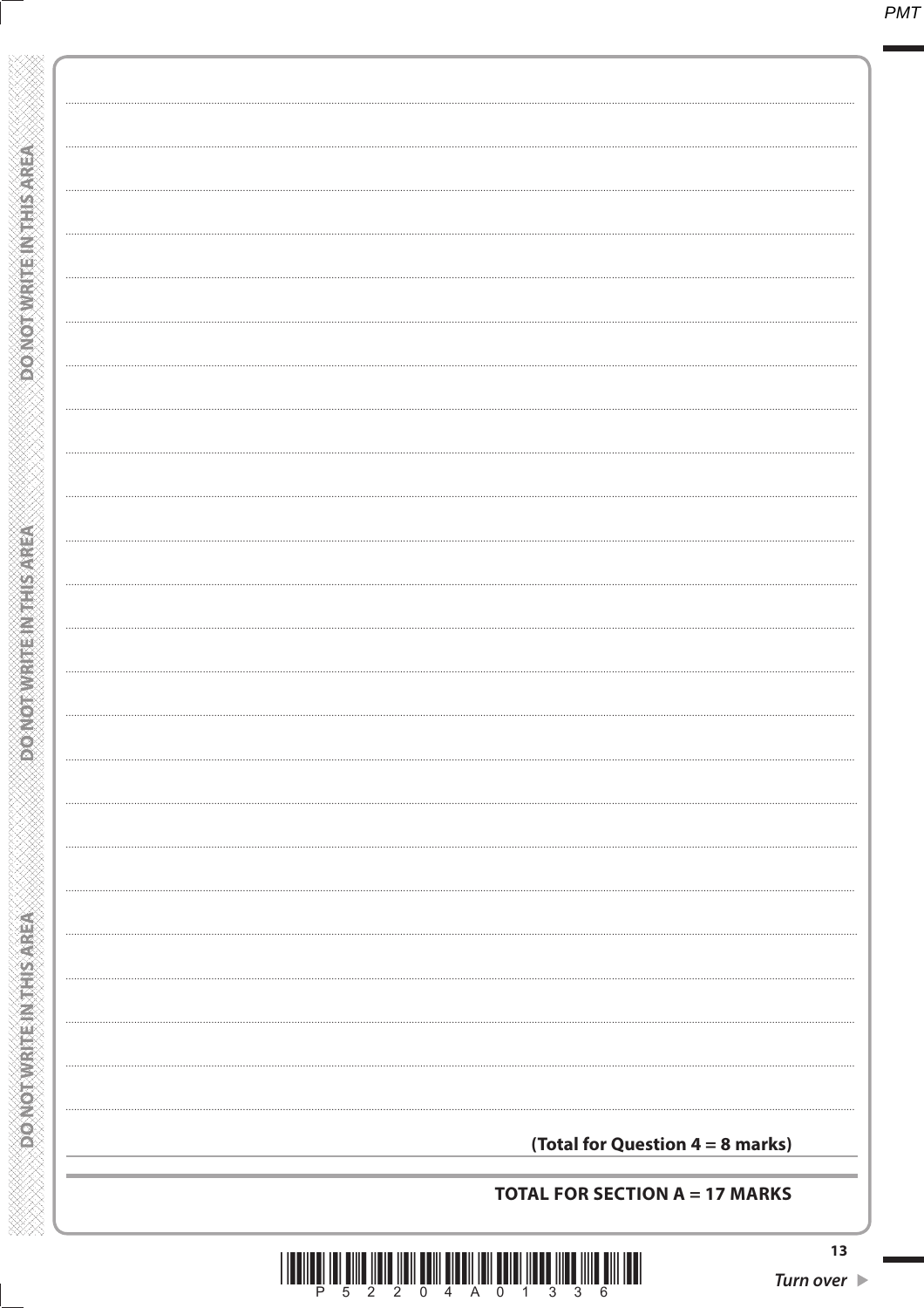**(Total for Question 4 = 8 marks)**

**TOTAL FOR SECTION A = 17 MARKS**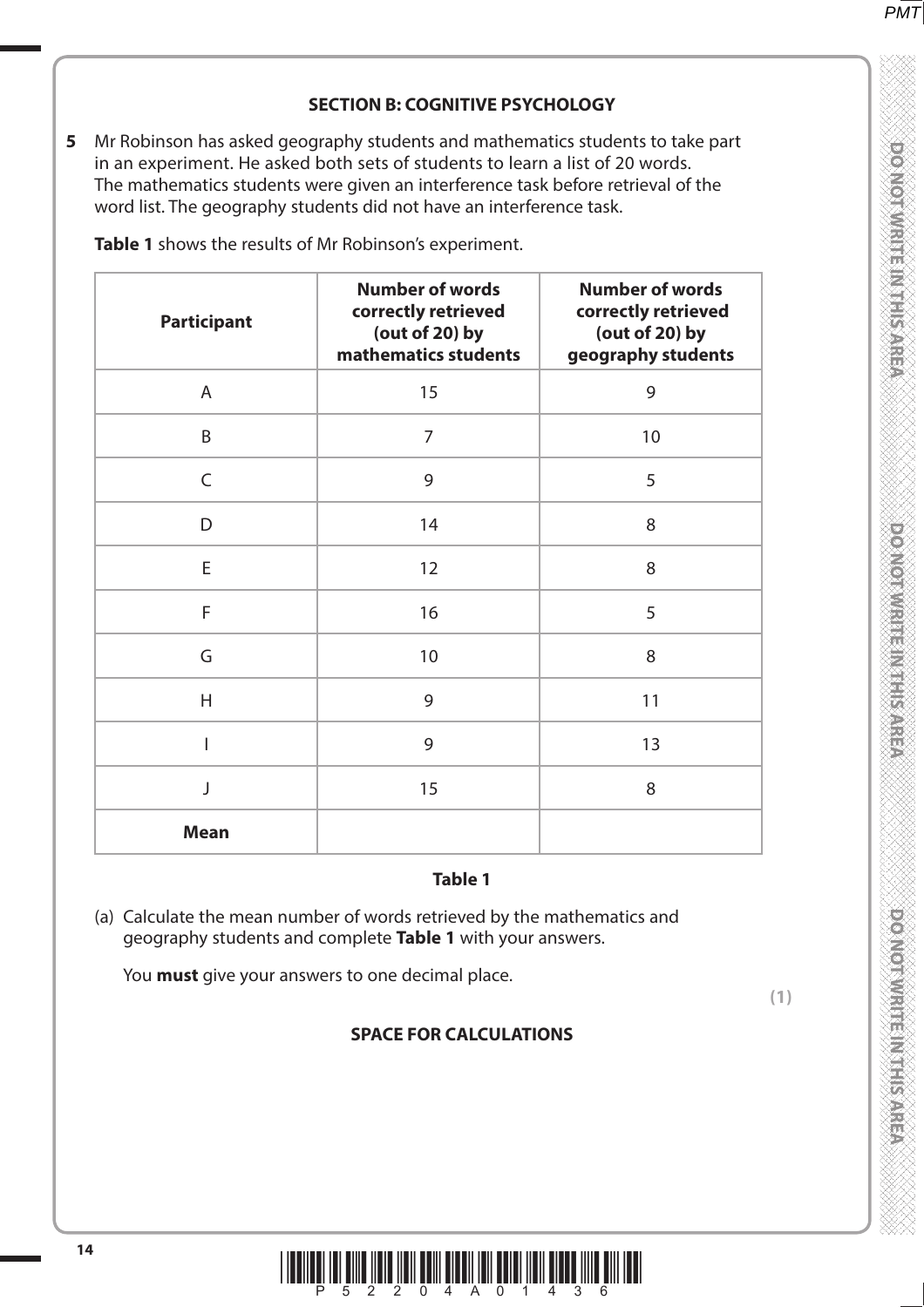**SECTION B: COGNITIVE PSYCHOLOGY**

**5** Mr Robinson has asked geography students and mathematics students to take part in an experiment. He asked both sets of students to learn a list of 20 words. The mathematics students were given an interference task before retrieval of the word list. The geography students did not have an interference task.

**Table 1** shows the results of Mr Robinson's experiment.

| Participant | Number of words correctly retrieved (out of 20) by mathematics students | Number of words correctly retrieved (out of 20) by geography students |
|---|---|---|
| A | 15 | 9 |
| B | 7 | 10 |
| C | 9 | 5 |
| D | 14 | 8 |
| E | 12 | 8 |
| F | 16 | 5 |
| G | 10 | 8 |
| H | 9 | 11 |
| I | 9 | 13 |
| J | 15 | 8 |
| **Mean** | | |

**Table 1**

(a) Calculate the mean number of words retrieved by the mathematics and geography students and complete **Table 1** with your answers.

You **must** give your answers to one decimal place.

**(1)**

**SPACE FOR CALCULATIONS**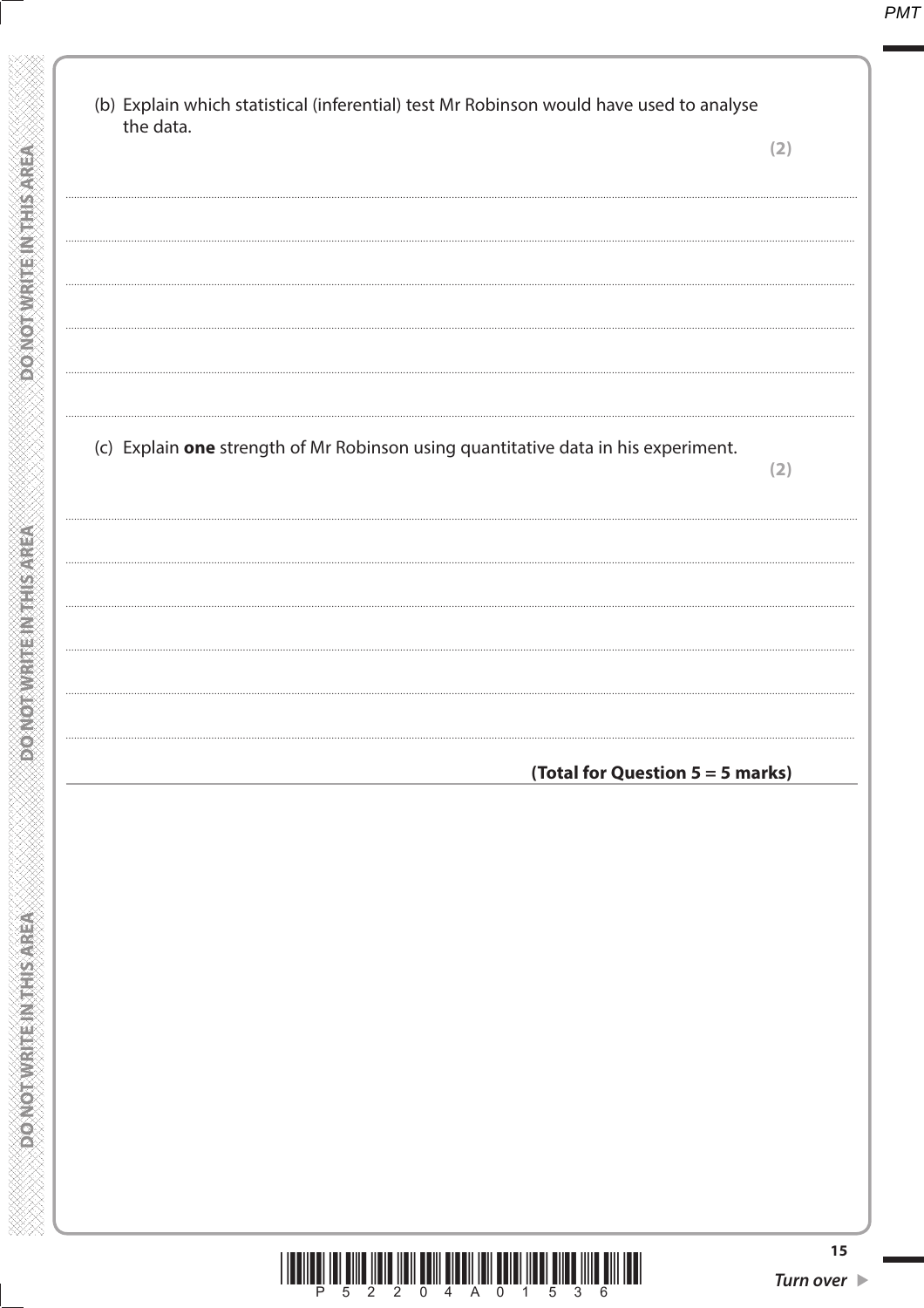(b) Explain which statistical (inferential) test Mr Robinson would have used to analyse the data.

**(2)**

.......................................................................................................................................................................................

.......................................................................................................................................................................................

.......................................................................................................................................................................................

.......................................................................................................................................................................................

.......................................................................................................................................................................................

(c) Explain **one** strength of Mr Robinson using quantitative data in his experiment.

**(2)**

.......................................................................................................................................................................................

.......................................................................................................................................................................................

.......................................................................................................................................................................................

.......................................................................................................................................................................................

.......................................................................................................................................................................................

**(Total for Question 5 = 5 marks)**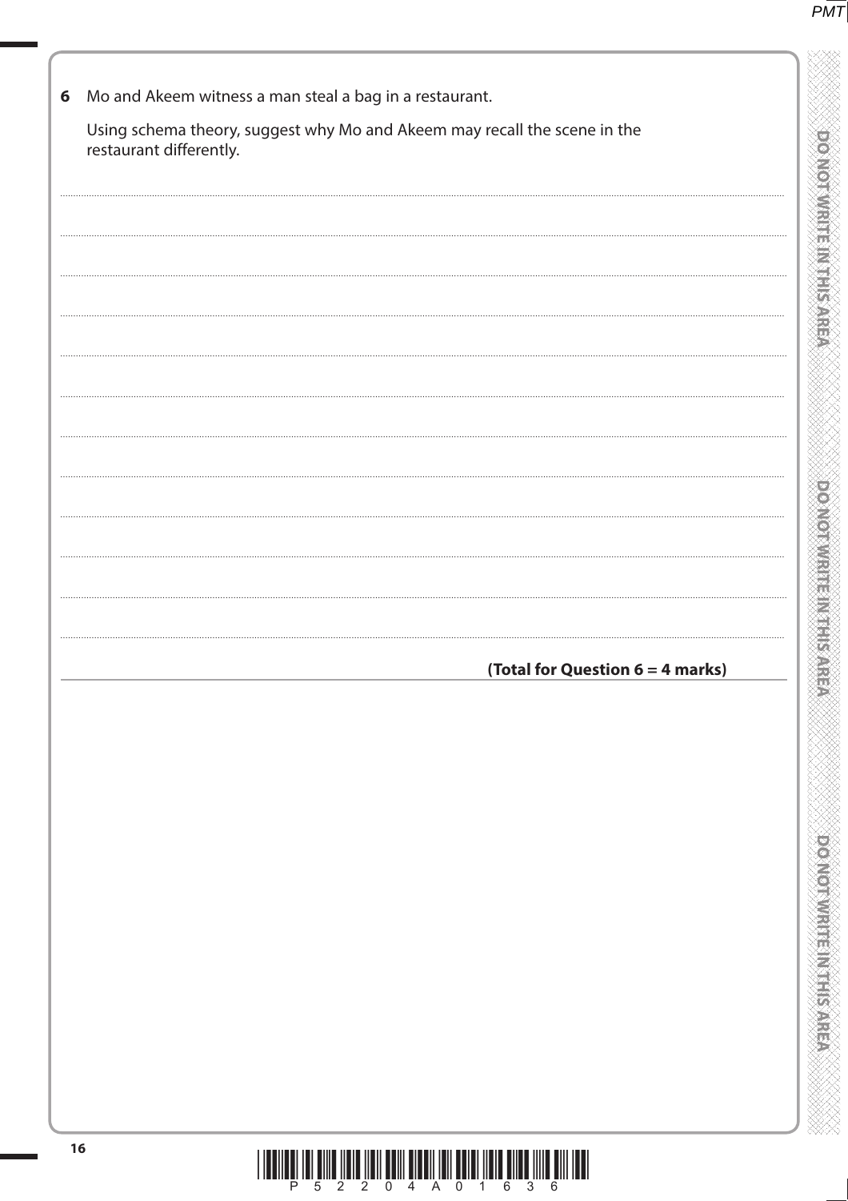**6** Mo and Akeem witness a man steal a bag in a restaurant.

Using schema theory, suggest why Mo and Akeem may recall the scene in the restaurant differently.

**(Total for Question 6 = 4 marks)**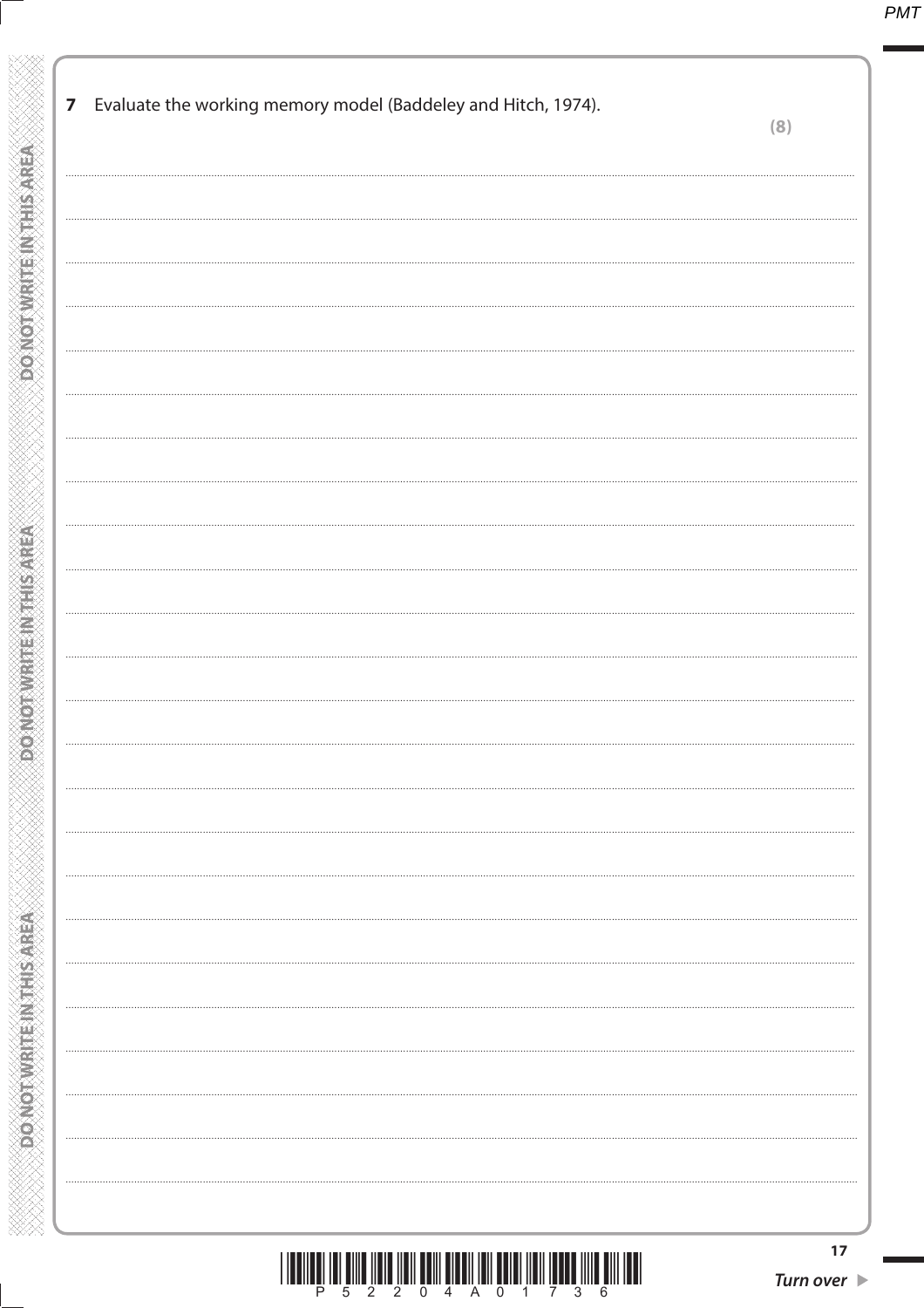**7** Evaluate the working memory model (Baddeley and Hitch, 1974).

**(8)**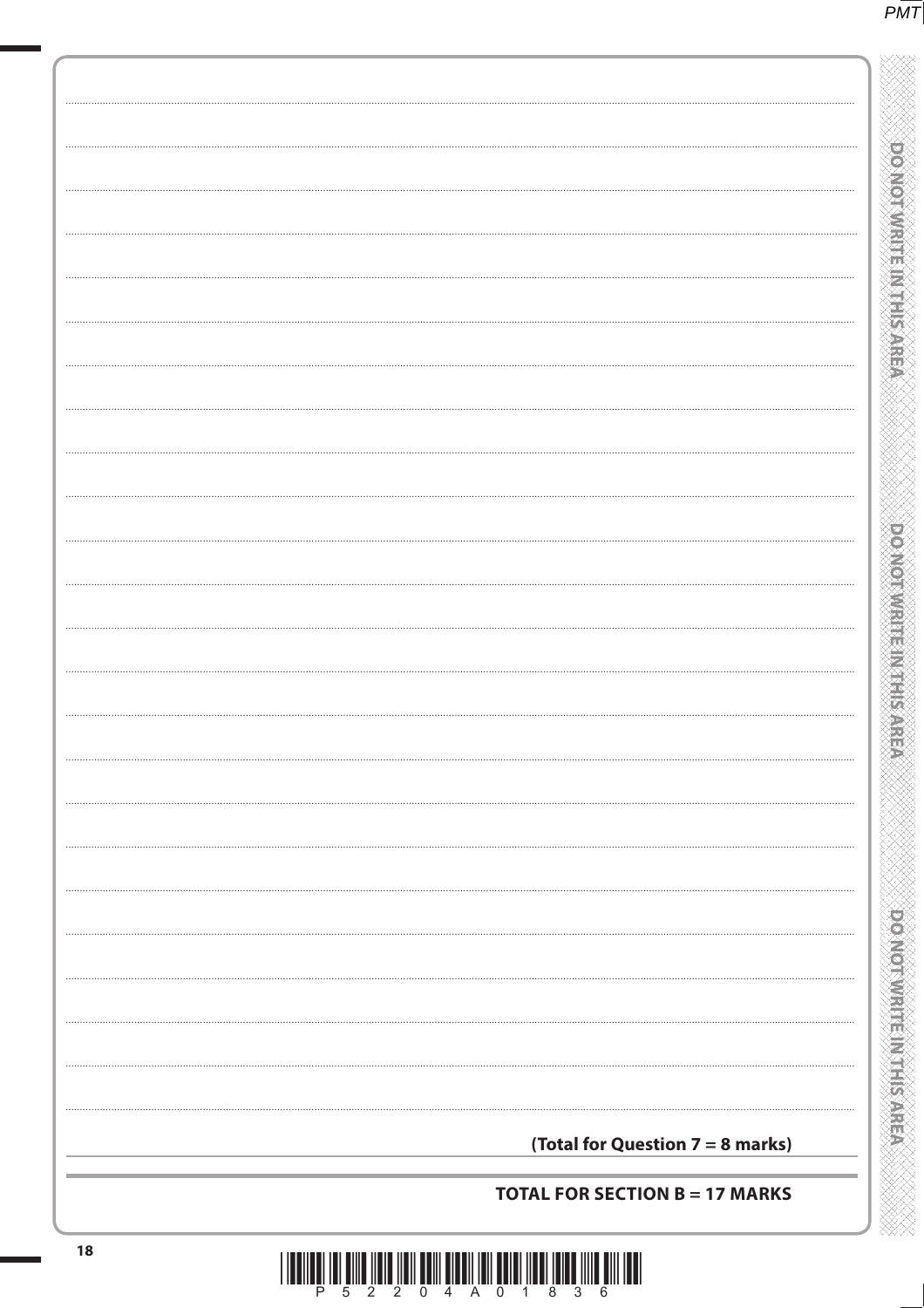**(Total for Question 7 = 8 marks)**

**TOTAL FOR SECTION B = 17 MARKS**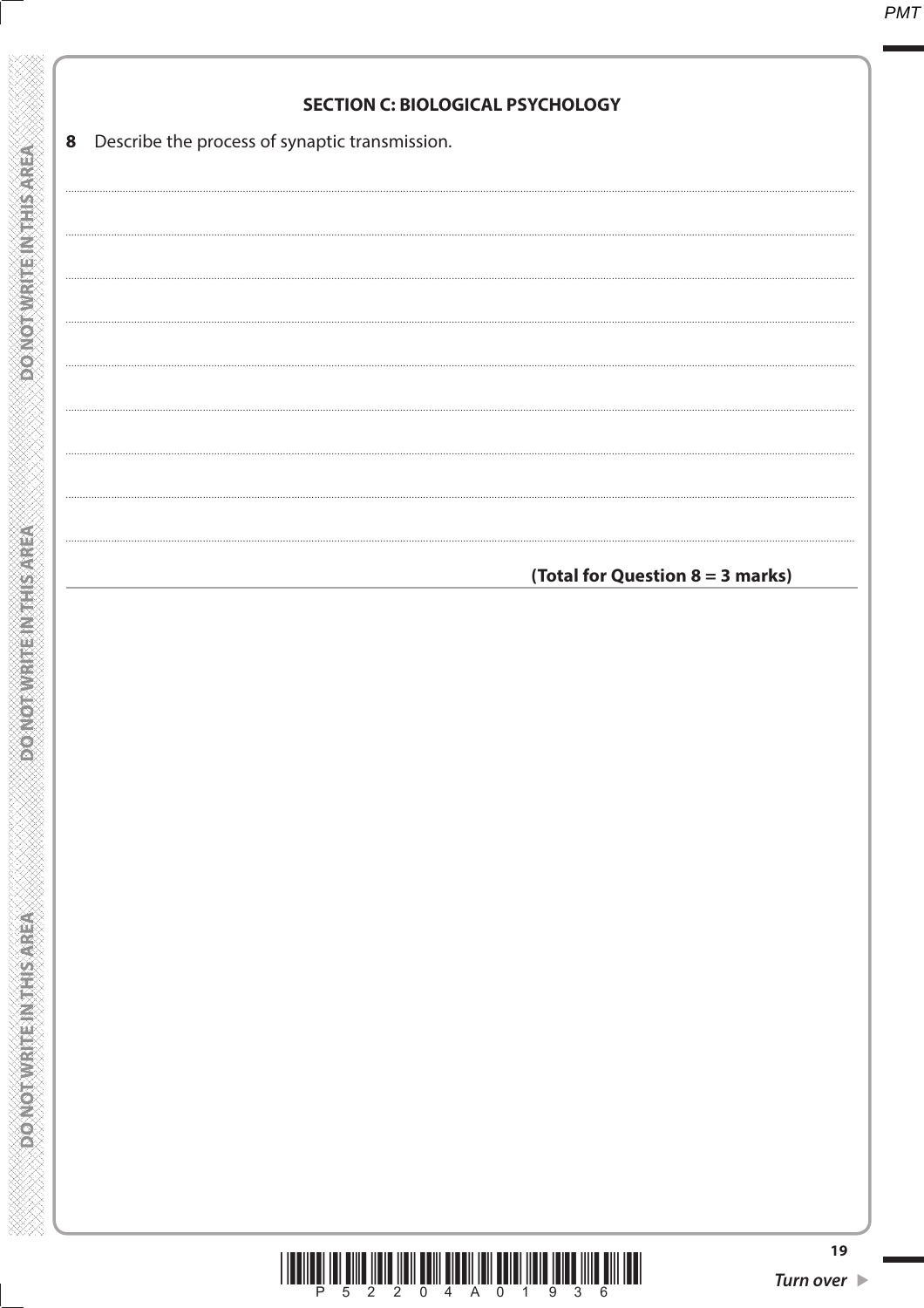## SECTION C: BIOLOGICAL PSYCHOLOGY

**8** Describe the process of synaptic transmission.

**(Total for Question 8 = 3 marks)**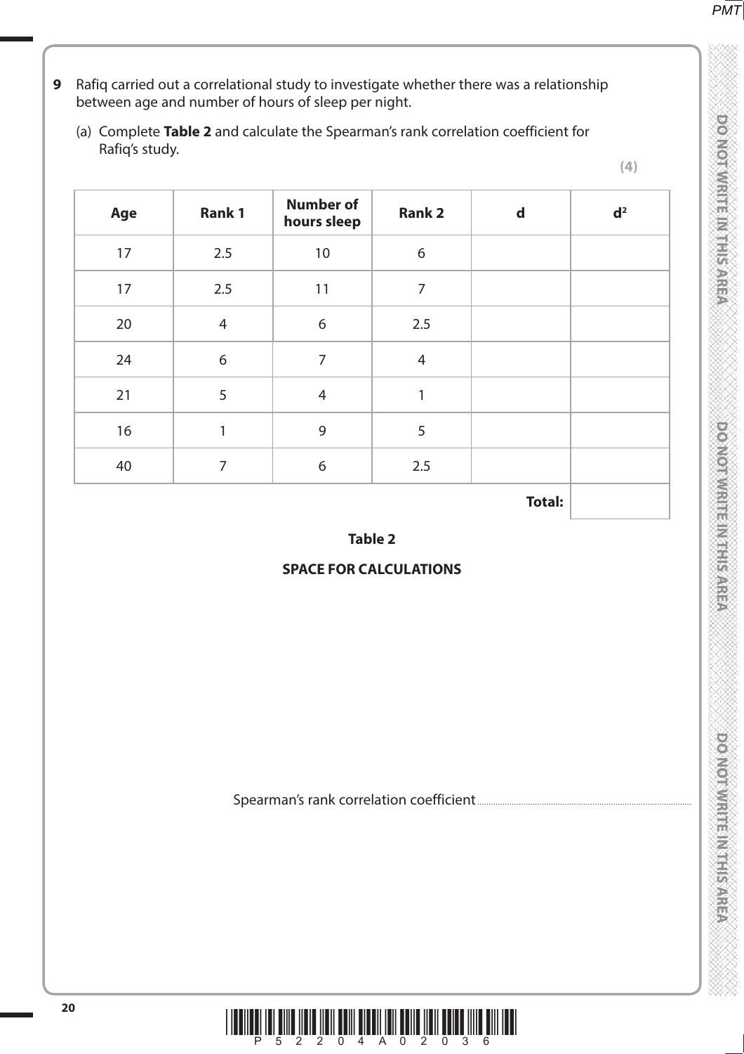**9** Rafiq carried out a correlational study to investigate whether there was a relationship between age and number of hours of sleep per night.

(a) Complete **Table 2** and calculate the Spearman's rank correlation coefficient for Rafiq's study.

**(4)**

| Age | Rank 1 | Number of hours sleep | Rank 2 | d | $d^2$ |
|---|---|---|---|---|---|
| 17 | 2.5 | 10 | 6 | | |
| 17 | 2.5 | 11 | 7 | | |
| 20 | 4 | 6 | 2.5 | | |
| 24 | 6 | 7 | 4 | | |
| 21 | 5 | 4 | 1 | | |
| 16 | 1 | 9 | 5 | | |
| 40 | 7 | 6 | 2.5 | | |
| | | | | **Total:** | |

**Table 2**

**SPACE FOR CALCULATIONS**

Spearman's rank correlation coefficient ..............................................................................................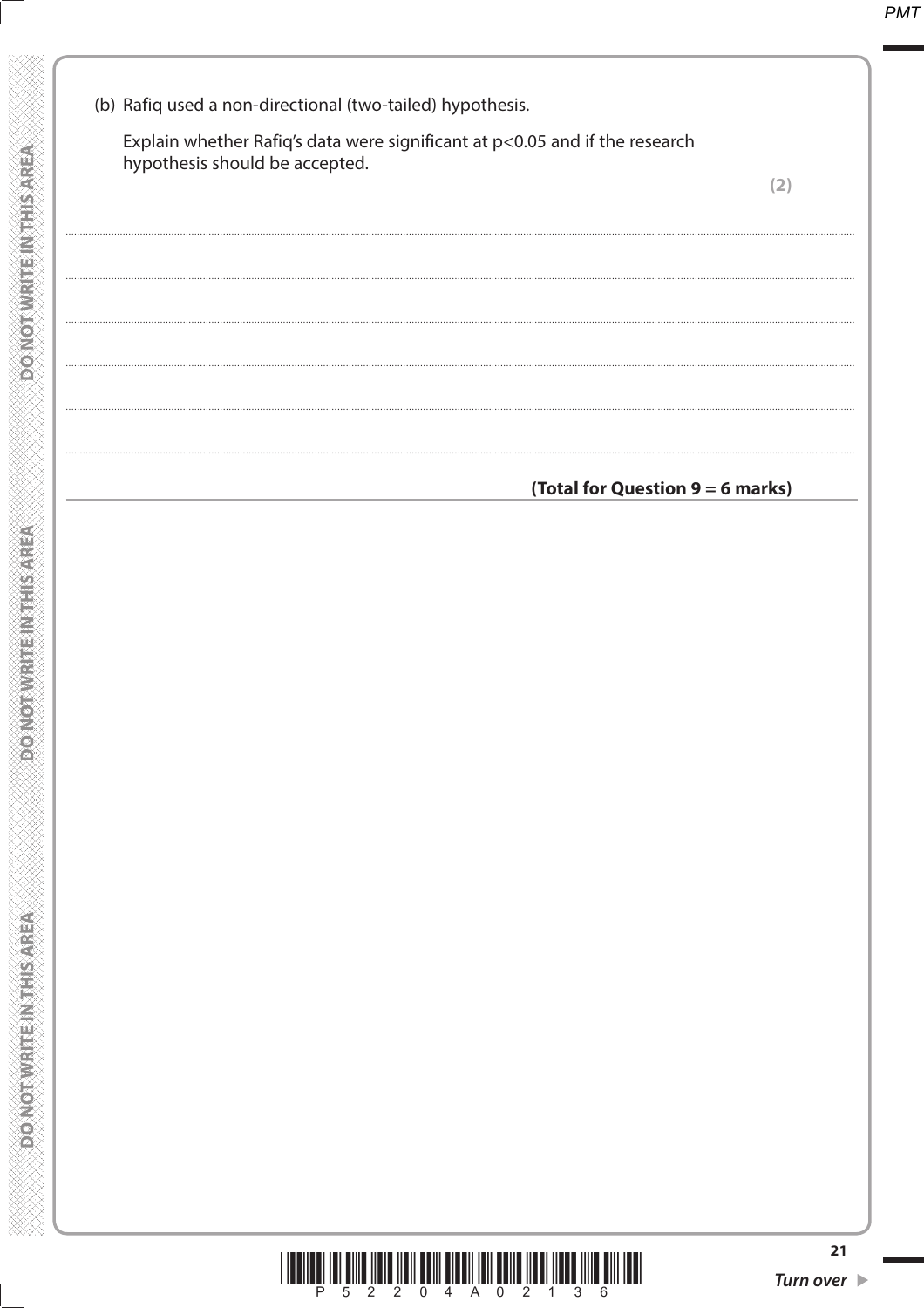(b) Rafiq used a non-directional (two-tailed) hypothesis.

Explain whether Rafiq's data were significant at $p<0.05$ and if the research hypothesis should be accepted.

**(2)**

**(Total for Question 9 = 6 marks)**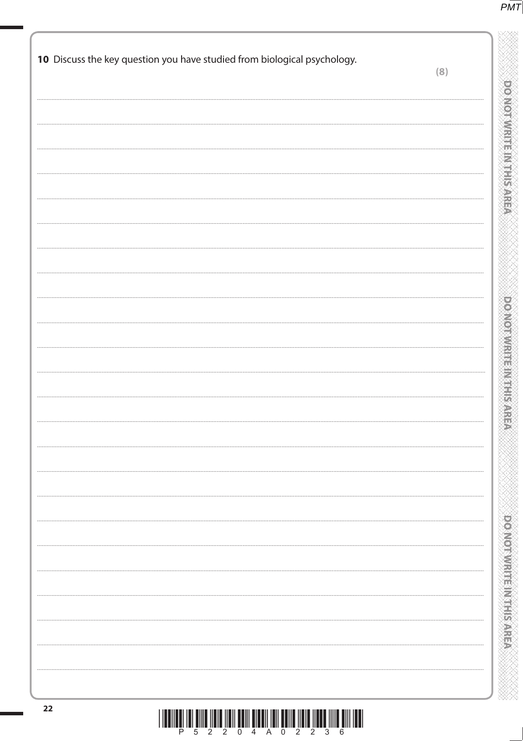**10** Discuss the key question you have studied from biological psychology.

**(8)**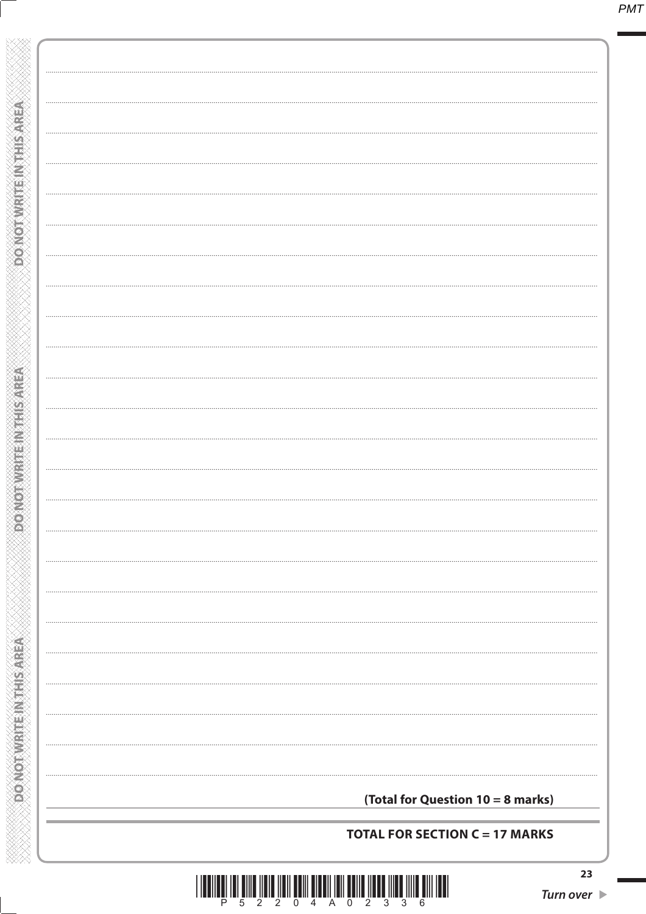**(Total for Question 10 = 8 marks)**

**TOTAL FOR SECTION C = 17 MARKS**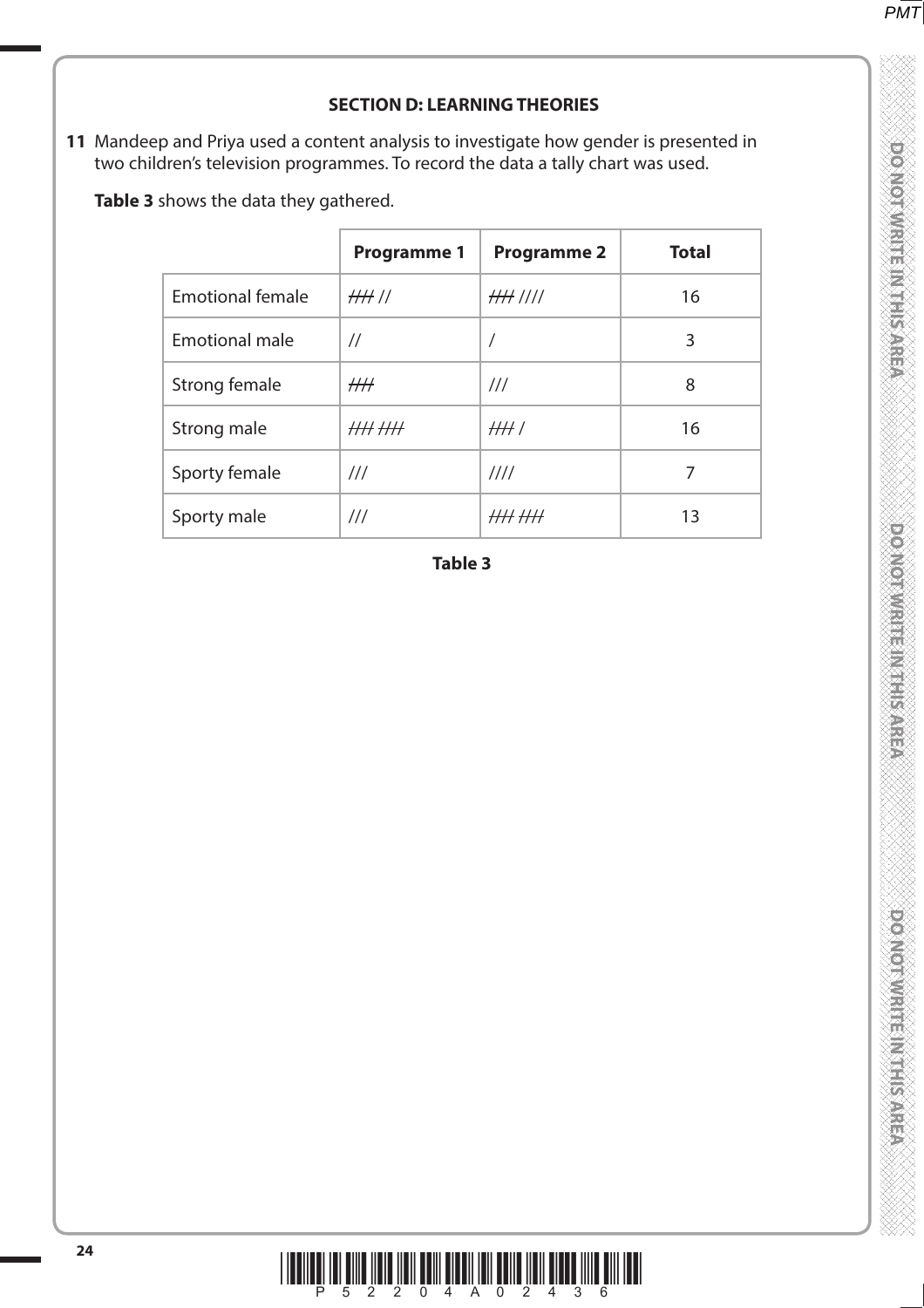## SECTION D: LEARNING THEORIES

**11** Mandeep and Priya used a content analysis to investigate how gender is presented in two children's television programmes. To record the data a tally chart was used.

**Table 3** shows the data they gathered.

| | **Programme 1** | **Programme 2** | **Total** |
|---|---|---|---|
| Emotional female | ~~////~~ // | ~~////~~ //// | 16 |
| Emotional male | // | / | 3 |
| Strong female | ~~////~~ | /// | 8 |
| Strong male | ~~////~~ ~~////~~ | ~~////~~ / | 16 |
| Sporty female | /// | //// | 7 |
| Sporty male | /// | ~~////~~ ~~////~~ | 13 |

**Table 3**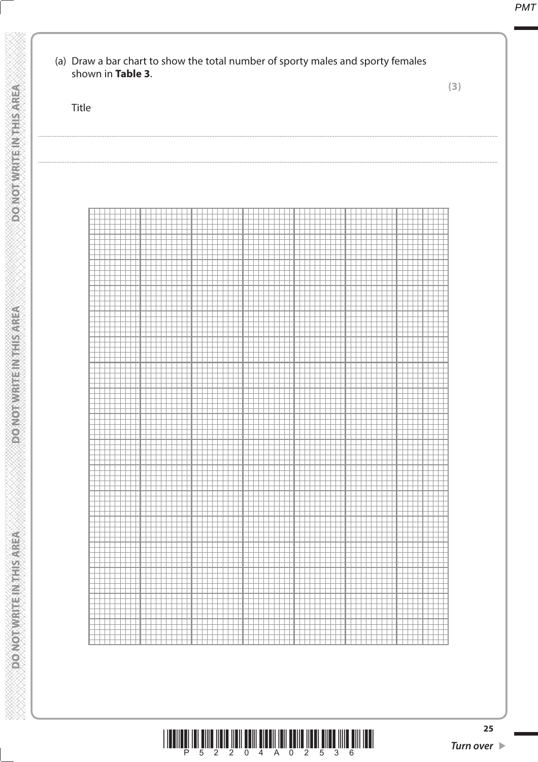(a) Draw a bar chart to show the total number of sporty males and sporty females shown in **Table 3**.

**(3)**

Title

.......................................................................................................................................................................................................

.......................................................................................................................................................................................................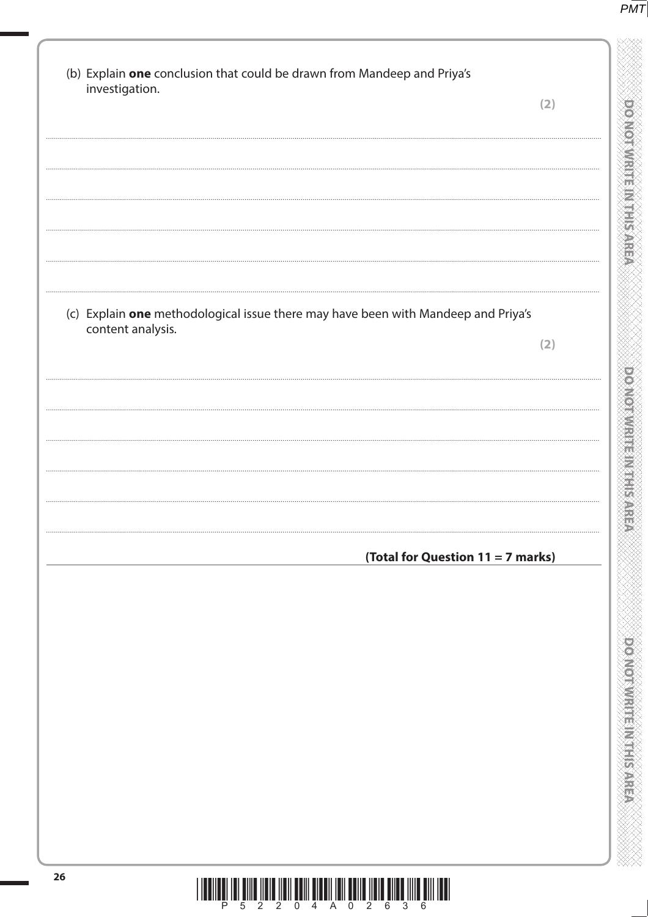(b) Explain **one** conclusion that could be drawn from Mandeep and Priya's investigation.

**(2)**

....................................................................................................................................................

....................................................................................................................................................

....................................................................................................................................................

....................................................................................................................................................

....................................................................................................................................................

(c) Explain **one** methodological issue there may have been with Mandeep and Priya's content analysis.

**(2)**

....................................................................................................................................................

....................................................................................................................................................

....................................................................................................................................................

....................................................................................................................................................

....................................................................................................................................................

**(Total for Question 11 = 7 marks)**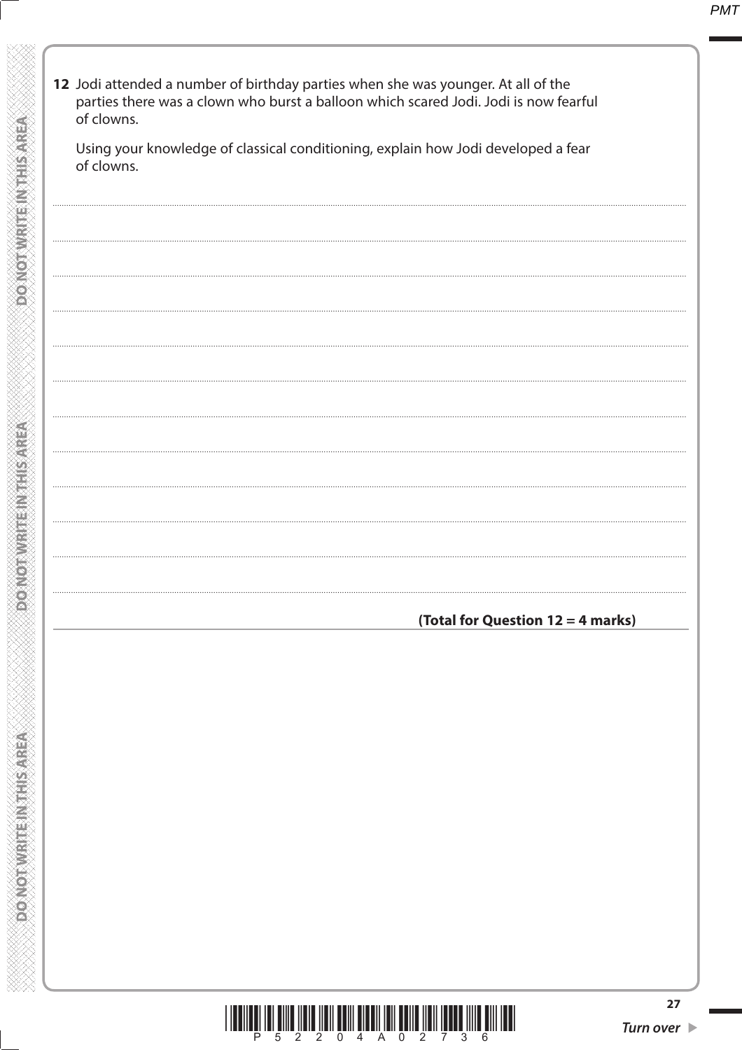**12** Jodi attended a number of birthday parties when she was younger. At all of the parties there was a clown who burst a balloon which scared Jodi. Jodi is now fearful of clowns.

Using your knowledge of classical conditioning, explain how Jodi developed a fear of clowns.

**(Total for Question 12 = 4 marks)**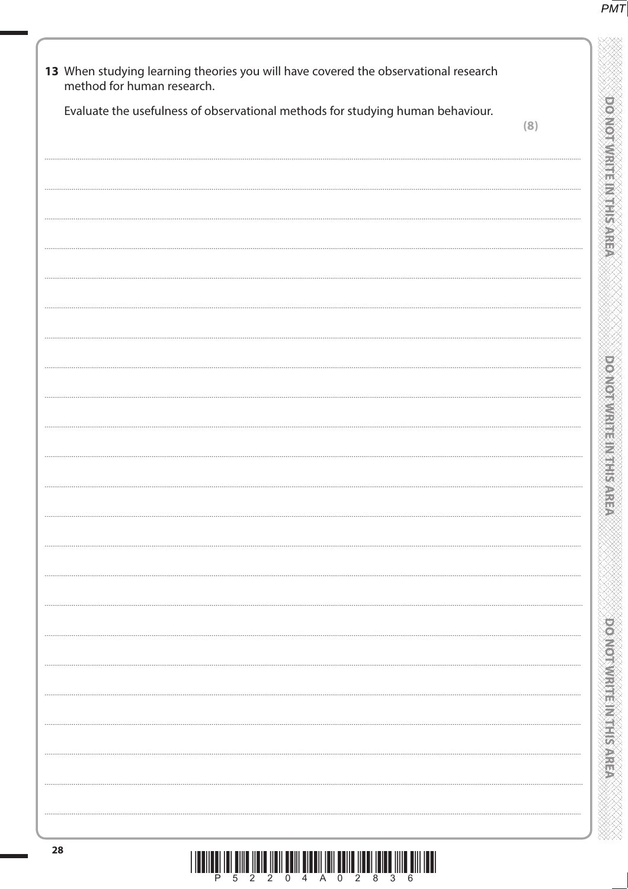**13** When studying learning theories you will have covered the observational research method for human research.

Evaluate the usefulness of observational methods for studying human behaviour.

**(8)**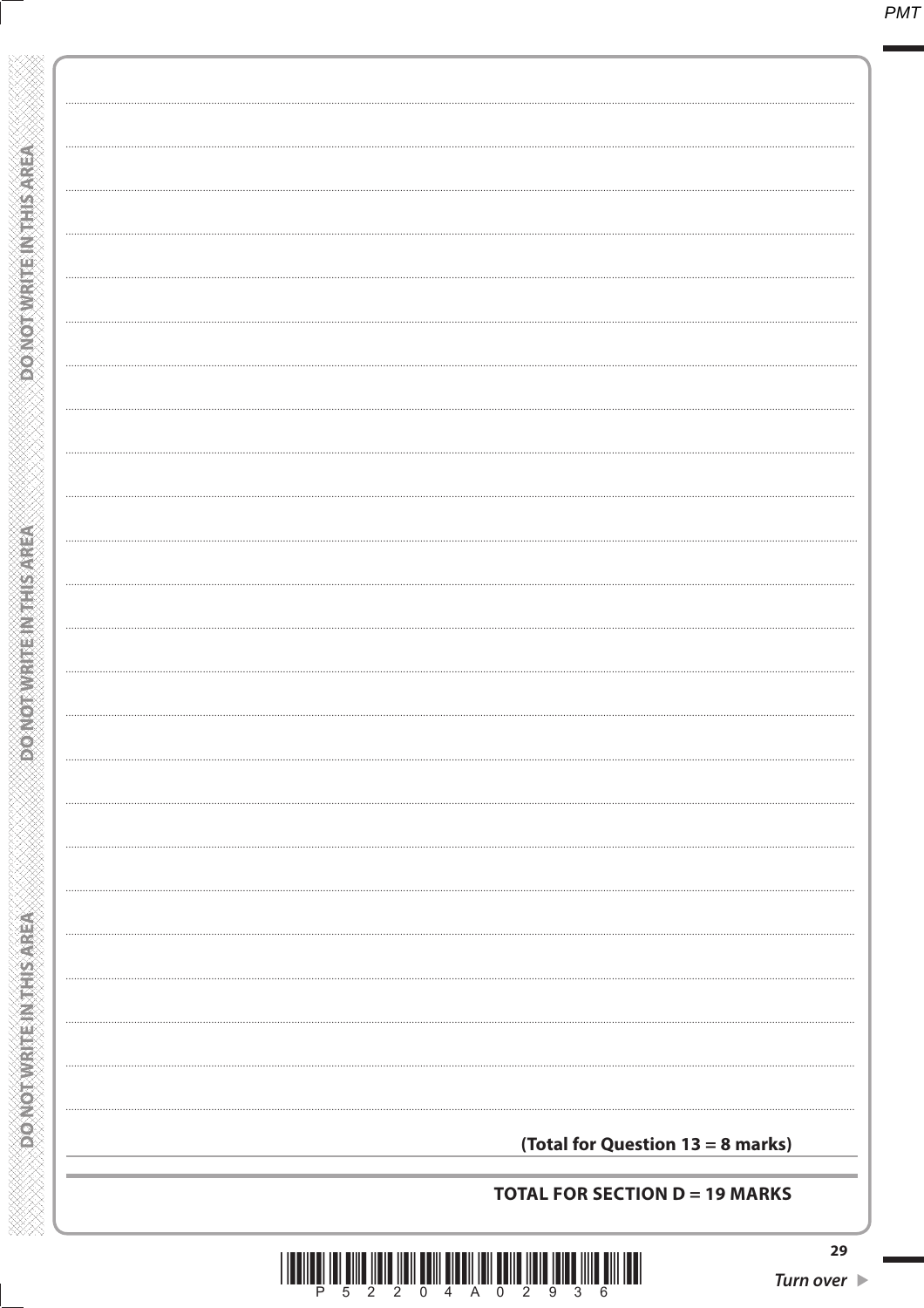**(Total for Question 13 = 8 marks)**

**TOTAL FOR SECTION D = 19 MARKS**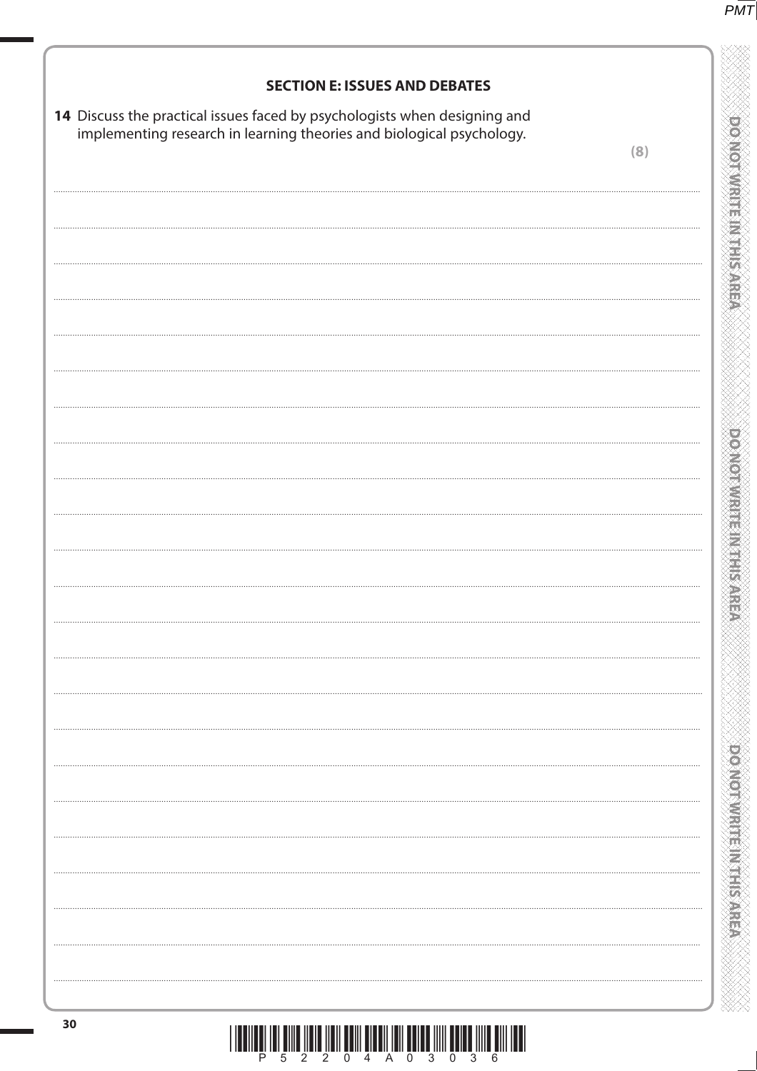## SECTION E: ISSUES AND DEBATES

**14** Discuss the practical issues faced by psychologists when designing and implementing research in learning theories and biological psychology.

**(8)**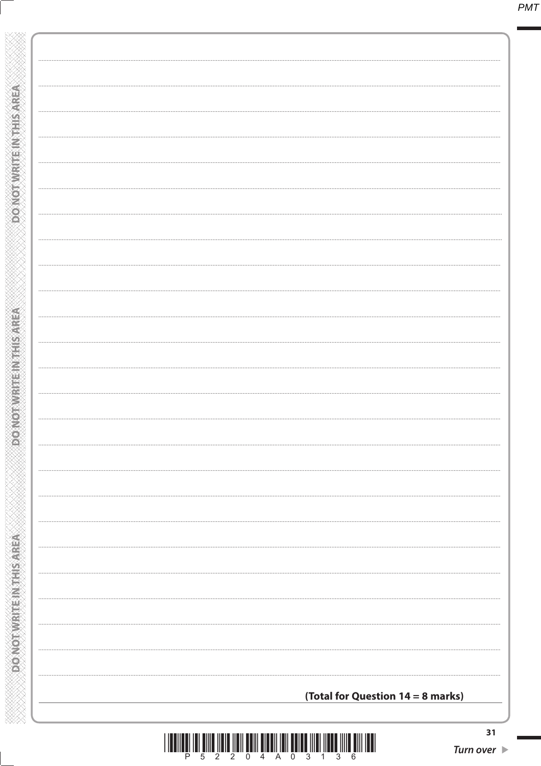**(Total for Question 14 = 8 marks)**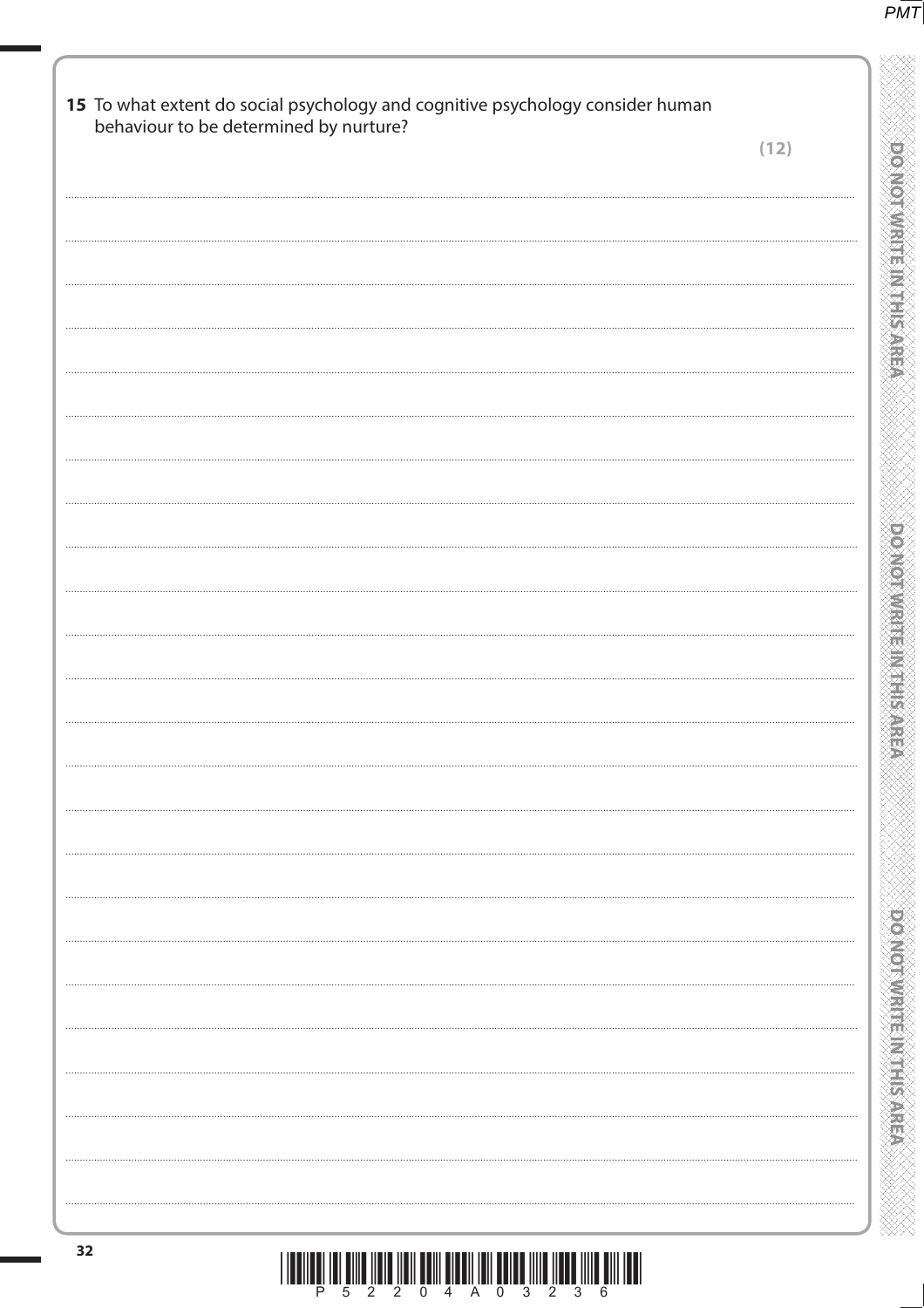**15** To what extent do social psychology and cognitive psychology consider human behaviour to be determined by nurture?

**(12)**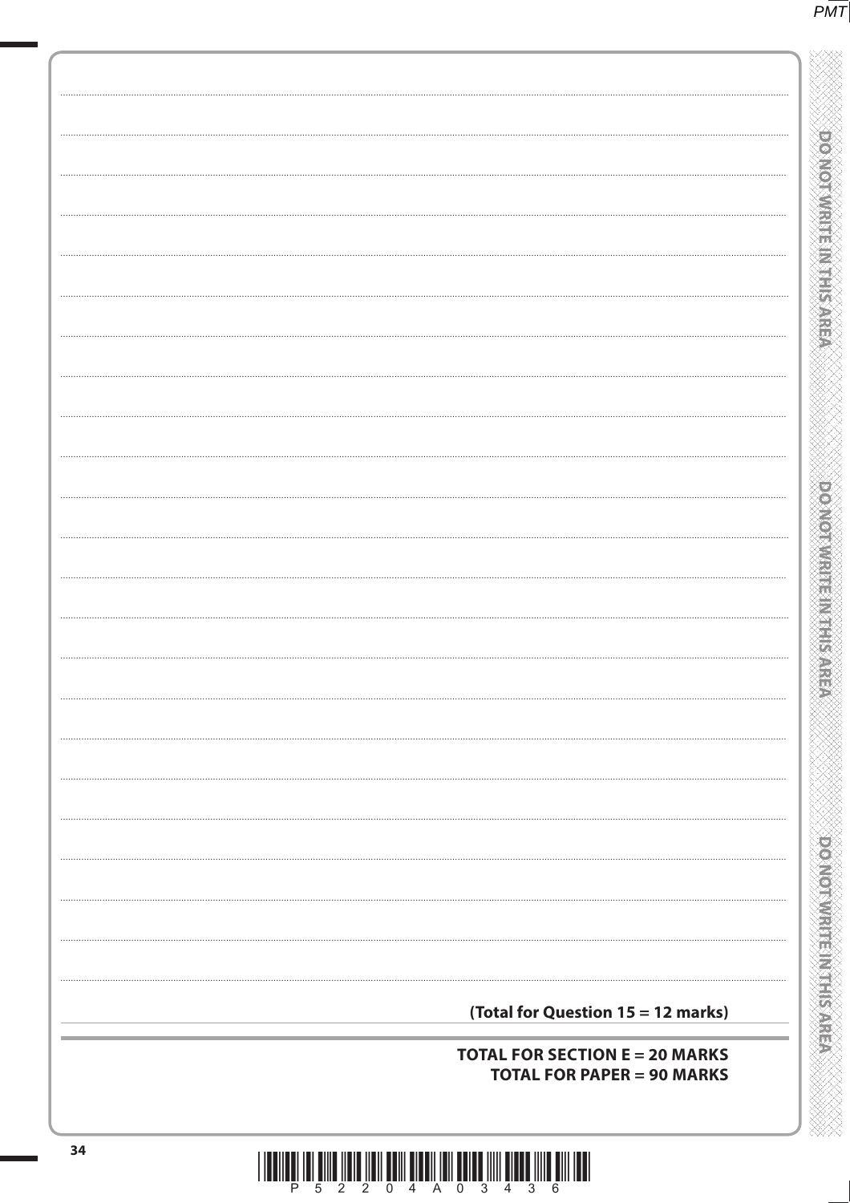**(Total for Question 15 = 12 marks)**

**TOTAL FOR SECTION E = 20 MARKS**
**TOTAL FOR PAPER = 90 MARKS**